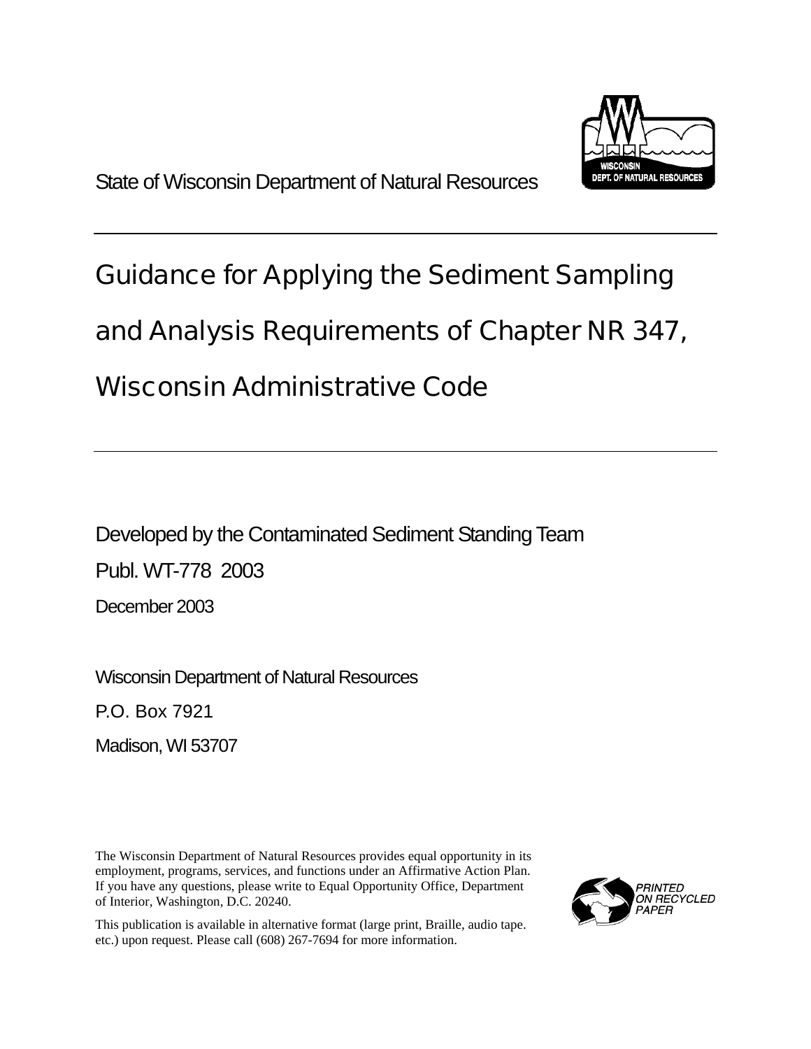State of Wisconsin Department of Natural Resources

WISCONSIN DEPT. OF NATURAL RESOURCES

---

# Guidance for Applying the Sediment Sampling and Analysis Requirements of Chapter NR 347, Wisconsin Administrative Code

---

Developed by the Contaminated Sediment Standing Team

Publ. WT-778 2003

December 2003

Wisconsin Department of Natural Resources

P.O. Box 7921

Madison, WI 53707

The Wisconsin Department of Natural Resources provides equal opportunity in its employment, programs, services, and functions under an Affirmative Action Plan. If you have any questions, please write to Equal Opportunity Office, Department of Interior, Washington, D.C. 20240.

This publication is available in alternative format (large print, Braille, audio tape. etc.) upon request. Please call (608) 267-7694 for more information.

PRINTED ON RECYCLED PAPER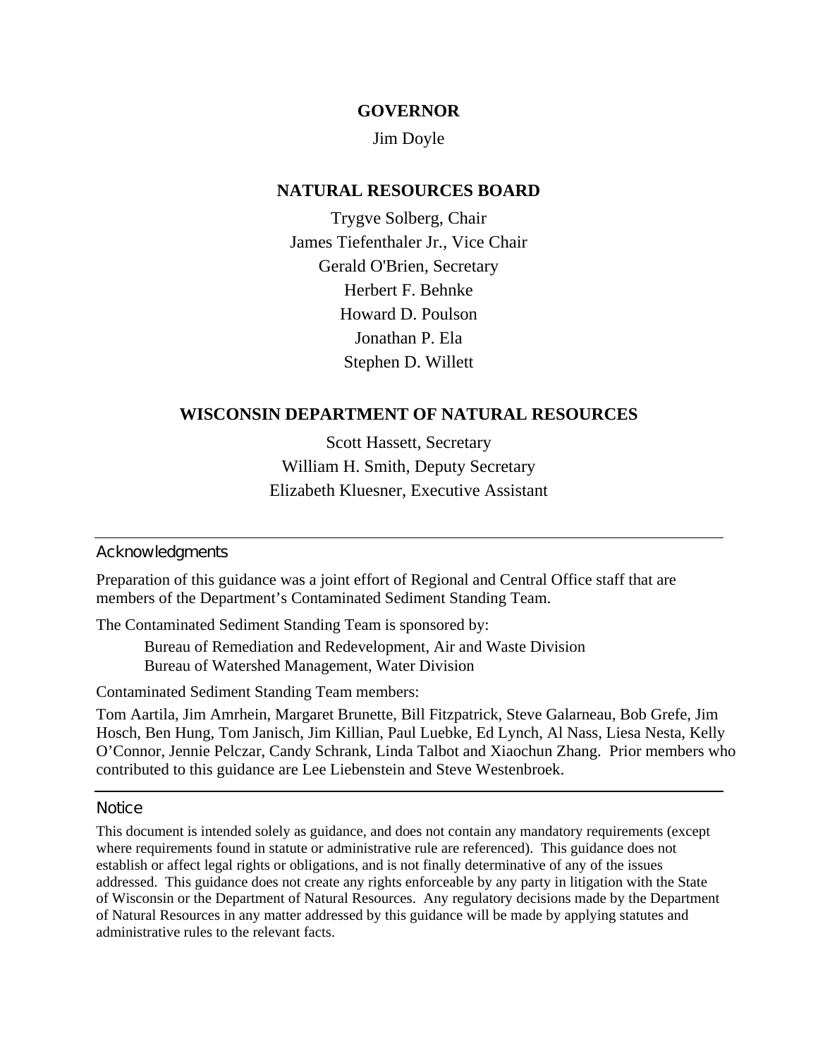**GOVERNOR**

Jim Doyle

**NATURAL RESOURCES BOARD**

Trygve Solberg, Chair
James Tiefenthaler Jr., Vice Chair
Gerald O'Brien, Secretary
Herbert F. Behnke
Howard D. Poulson
Jonathan P. Ela
Stephen D. Willett

**WISCONSIN DEPARTMENT OF NATURAL RESOURCES**

Scott Hassett, Secretary
William H. Smith, Deputy Secretary
Elizabeth Kluesner, Executive Assistant

---

## Acknowledgments

Preparation of this guidance was a joint effort of Regional and Central Office staff that are members of the Department's Contaminated Sediment Standing Team.

The Contaminated Sediment Standing Team is sponsored by:

Bureau of Remediation and Redevelopment, Air and Waste Division
Bureau of Watershed Management, Water Division

Contaminated Sediment Standing Team members:

Tom Aartila, Jim Amrhein, Margaret Brunette, Bill Fitzpatrick, Steve Galarneau, Bob Grefe, Jim Hosch, Ben Hung, Tom Janisch, Jim Killian, Paul Luebke, Ed Lynch, Al Nass, Liesa Nesta, Kelly O'Connor, Jennie Pelczar, Candy Schrank, Linda Talbot and Xiaochun Zhang. Prior members who contributed to this guidance are Lee Liebenstein and Steve Westenbroek.

---

## Notice

This document is intended solely as guidance, and does not contain any mandatory requirements (except where requirements found in statute or administrative rule are referenced). This guidance does not establish or affect legal rights or obligations, and is not finally determinative of any of the issues addressed. This guidance does not create any rights enforceable by any party in litigation with the State of Wisconsin or the Department of Natural Resources. Any regulatory decisions made by the Department of Natural Resources in any matter addressed by this guidance will be made by applying statutes and administrative rules to the relevant facts.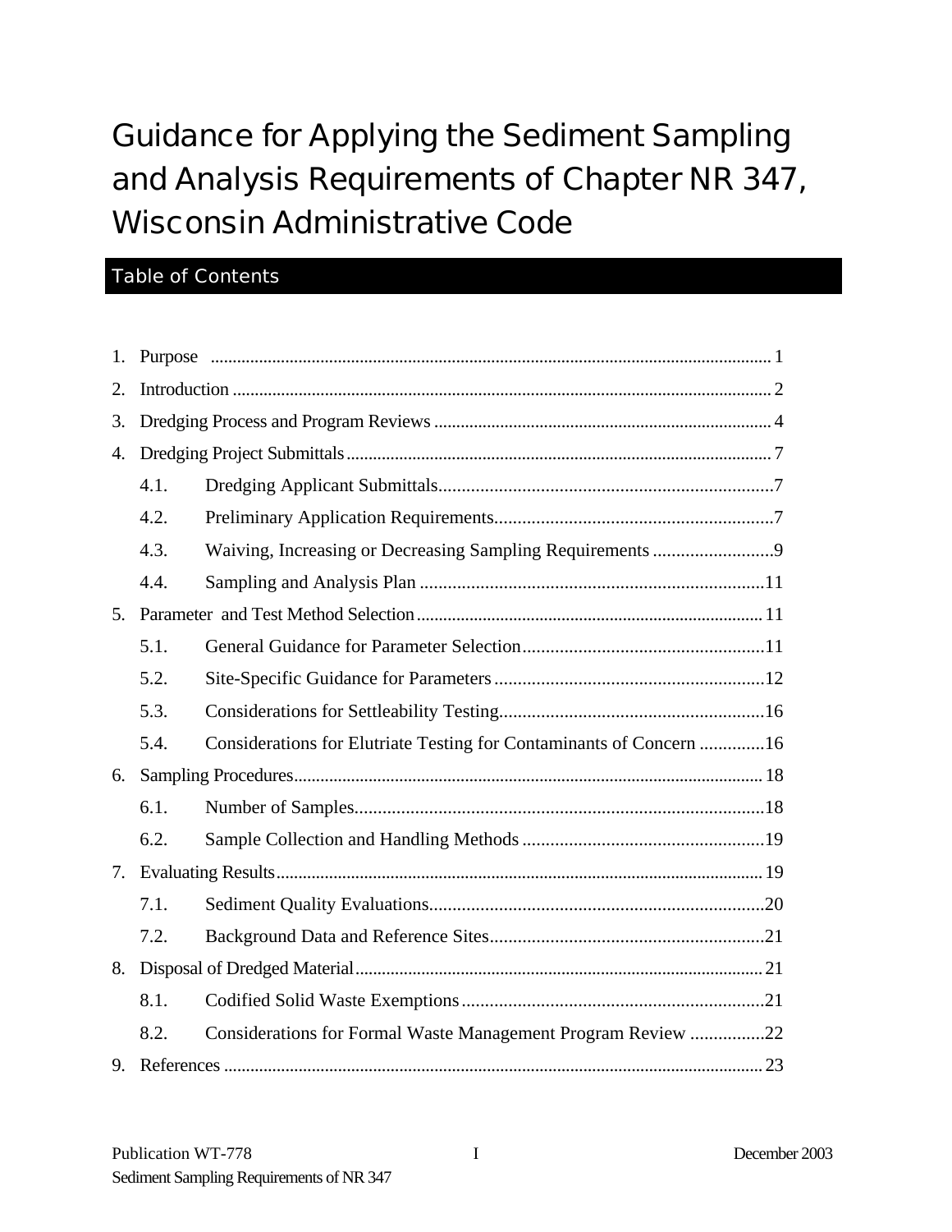# Guidance for Applying the Sediment Sampling and Analysis Requirements of Chapter NR 347, Wisconsin Administrative Code

## Table of Contents

1. Purpose ............................................................ 1
2. Introduction ............................................................ 2
3. Dredging Process and Program Reviews ............................................................ 4
4. Dredging Project Submittals ............................................................ 7
   - 4.1. Dredging Applicant Submittals ............................................................ 7
   - 4.2. Preliminary Application Requirements ............................................................ 7
   - 4.3. Waiving, Increasing or Decreasing Sampling Requirements ............................................................ 9
   - 4.4. Sampling and Analysis Plan ............................................................ 11
5. Parameter and Test Method Selection ............................................................ 11
   - 5.1. General Guidance for Parameter Selection ............................................................ 11
   - 5.2. Site-Specific Guidance for Parameters ............................................................ 12
   - 5.3. Considerations for Settleability Testing ............................................................ 16
   - 5.4. Considerations for Elutriate Testing for Contaminants of Concern ............................................................ 16
6. Sampling Procedures ............................................................ 18
   - 6.1. Number of Samples ............................................................ 18
   - 6.2. Sample Collection and Handling Methods ............................................................ 19
7. Evaluating Results ............................................................ 19
   - 7.1. Sediment Quality Evaluations ............................................................ 20
   - 7.2. Background Data and Reference Sites ............................................................ 21
8. Disposal of Dredged Material ............................................................ 21
   - 8.1. Codified Solid Waste Exemptions ............................................................ 21
   - 8.2. Considerations for Formal Waste Management Program Review ............................................................ 22
9. References ............................................................ 23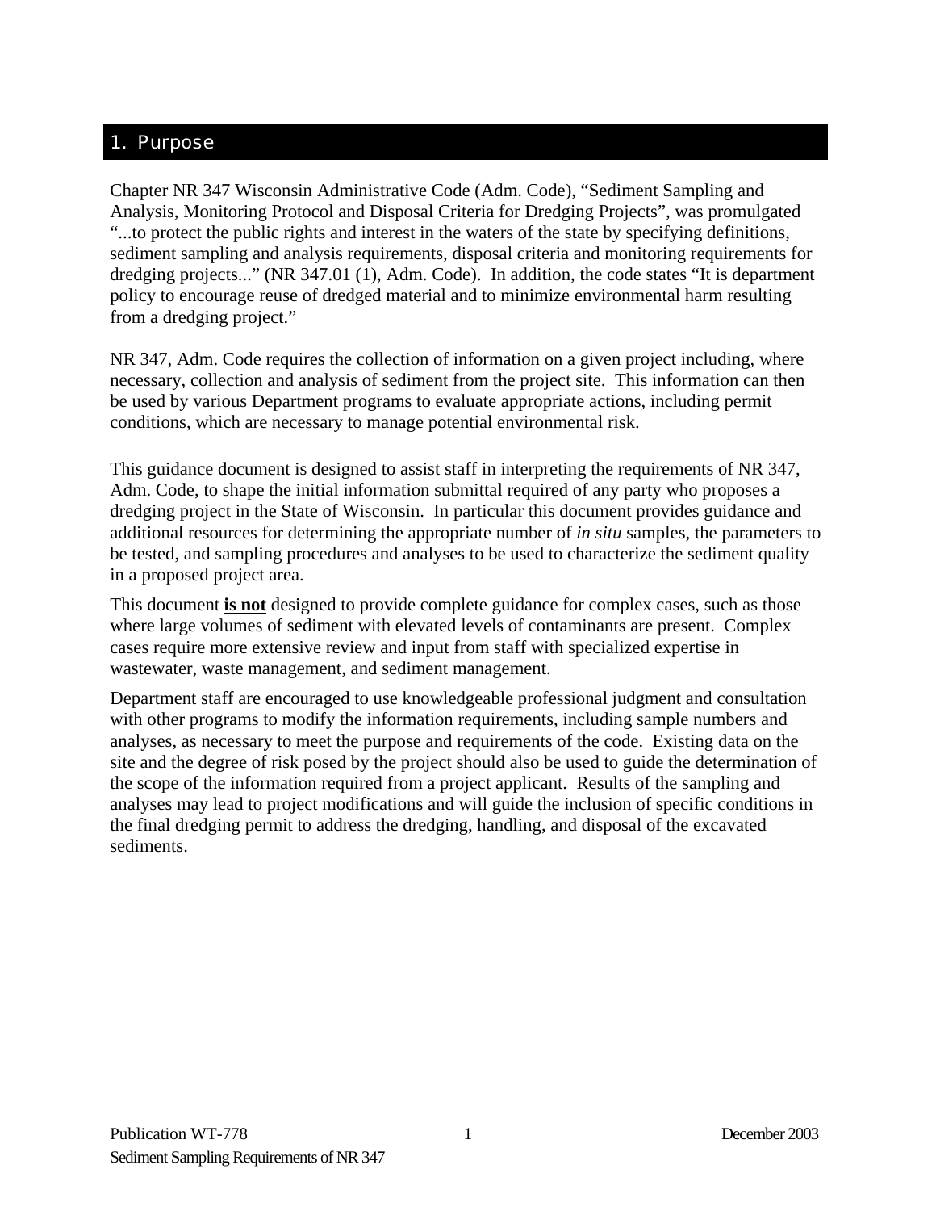# 1. Purpose

Chapter NR 347 Wisconsin Administrative Code (Adm. Code), "Sediment Sampling and Analysis, Monitoring Protocol and Disposal Criteria for Dredging Projects", was promulgated "...to protect the public rights and interest in the waters of the state by specifying definitions, sediment sampling and analysis requirements, disposal criteria and monitoring requirements for dredging projects..." (NR 347.01 (1), Adm. Code). In addition, the code states "It is department policy to encourage reuse of dredged material and to minimize environmental harm resulting from a dredging project."

NR 347, Adm. Code requires the collection of information on a given project including, where necessary, collection and analysis of sediment from the project site. This information can then be used by various Department programs to evaluate appropriate actions, including permit conditions, which are necessary to manage potential environmental risk.

This guidance document is designed to assist staff in interpreting the requirements of NR 347, Adm. Code, to shape the initial information submittal required of any party who proposes a dredging project in the State of Wisconsin. In particular this document provides guidance and additional resources for determining the appropriate number of *in situ* samples, the parameters to be tested, and sampling procedures and analyses to be used to characterize the sediment quality in a proposed project area.

This document **is not** designed to provide complete guidance for complex cases, such as those where large volumes of sediment with elevated levels of contaminants are present. Complex cases require more extensive review and input from staff with specialized expertise in wastewater, waste management, and sediment management.

Department staff are encouraged to use knowledgeable professional judgment and consultation with other programs to modify the information requirements, including sample numbers and analyses, as necessary to meet the purpose and requirements of the code. Existing data on the site and the degree of risk posed by the project should also be used to guide the determination of the scope of the information required from a project applicant. Results of the sampling and analyses may lead to project modifications and will guide the inclusion of specific conditions in the final dredging permit to address the dredging, handling, and disposal of the excavated sediments.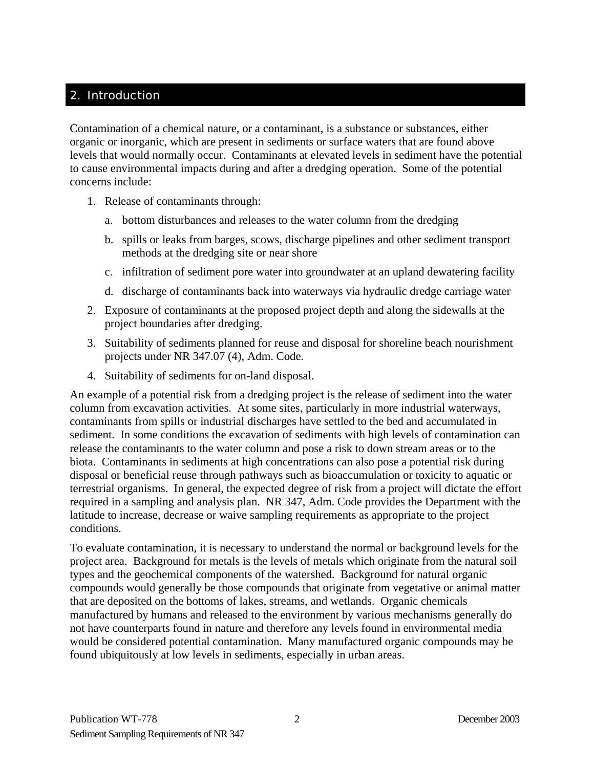## 2. Introduction

Contamination of a chemical nature, or a contaminant, is a substance or substances, either organic or inorganic, which are present in sediments or surface waters that are found above levels that would normally occur. Contaminants at elevated levels in sediment have the potential to cause environmental impacts during and after a dredging operation. Some of the potential concerns include:

1. Release of contaminants through:
   a. bottom disturbances and releases to the water column from the dredging
   b. spills or leaks from barges, scows, discharge pipelines and other sediment transport methods at the dredging site or near shore
   c. infiltration of sediment pore water into groundwater at an upland dewatering facility
   d. discharge of contaminants back into waterways via hydraulic dredge carriage water
2. Exposure of contaminants at the proposed project depth and along the sidewalls at the project boundaries after dredging.
3. Suitability of sediments planned for reuse and disposal for shoreline beach nourishment projects under NR 347.07 (4), Adm. Code.
4. Suitability of sediments for on-land disposal.

An example of a potential risk from a dredging project is the release of sediment into the water column from excavation activities. At some sites, particularly in more industrial waterways, contaminants from spills or industrial discharges have settled to the bed and accumulated in sediment. In some conditions the excavation of sediments with high levels of contamination can release the contaminants to the water column and pose a risk to down stream areas or to the biota. Contaminants in sediments at high concentrations can also pose a potential risk during disposal or beneficial reuse through pathways such as bioaccumulation or toxicity to aquatic or terrestrial organisms. In general, the expected degree of risk from a project will dictate the effort required in a sampling and analysis plan. NR 347, Adm. Code provides the Department with the latitude to increase, decrease or waive sampling requirements as appropriate to the project conditions.

To evaluate contamination, it is necessary to understand the normal or background levels for the project area. Background for metals is the levels of metals which originate from the natural soil types and the geochemical components of the watershed. Background for natural organic compounds would generally be those compounds that originate from vegetative or animal matter that are deposited on the bottoms of lakes, streams, and wetlands. Organic chemicals manufactured by humans and released to the environment by various mechanisms generally do not have counterparts found in nature and therefore any levels found in environmental media would be considered potential contamination. Many manufactured organic compounds may be found ubiquitously at low levels in sediments, especially in urban areas.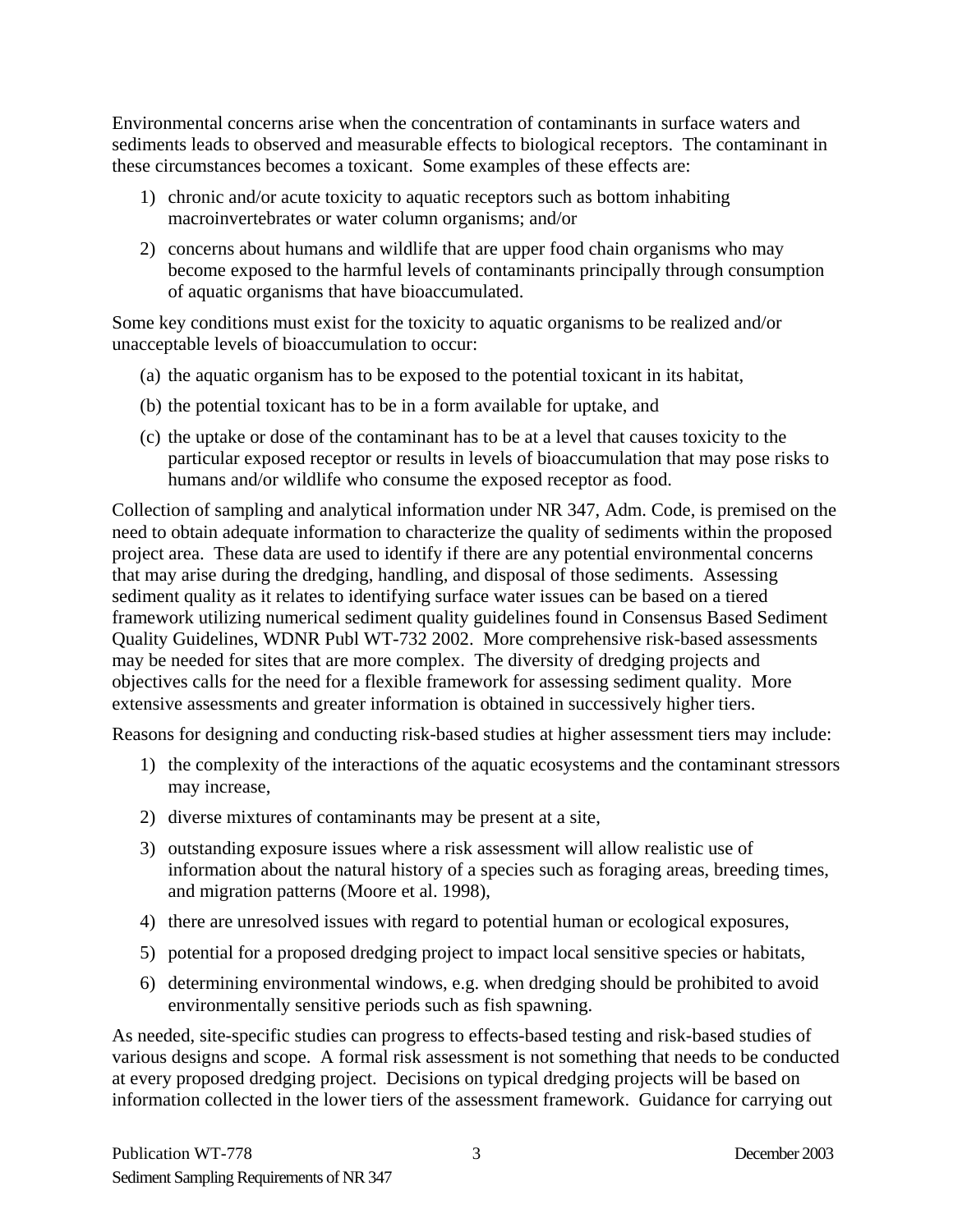Environmental concerns arise when the concentration of contaminants in surface waters and sediments leads to observed and measurable effects to biological receptors. The contaminant in these circumstances becomes a toxicant. Some examples of these effects are:

1) chronic and/or acute toxicity to aquatic receptors such as bottom inhabiting macroinvertebrates or water column organisms; and/or
2) concerns about humans and wildlife that are upper food chain organisms who may become exposed to the harmful levels of contaminants principally through consumption of aquatic organisms that have bioaccumulated.

Some key conditions must exist for the toxicity to aquatic organisms to be realized and/or unacceptable levels of bioaccumulation to occur:

(a) the aquatic organism has to be exposed to the potential toxicant in its habitat,

(b) the potential toxicant has to be in a form available for uptake, and

(c) the uptake or dose of the contaminant has to be at a level that causes toxicity to the particular exposed receptor or results in levels of bioaccumulation that may pose risks to humans and/or wildlife who consume the exposed receptor as food.

Collection of sampling and analytical information under NR 347, Adm. Code, is premised on the need to obtain adequate information to characterize the quality of sediments within the proposed project area. These data are used to identify if there are any potential environmental concerns that may arise during the dredging, handling, and disposal of those sediments. Assessing sediment quality as it relates to identifying surface water issues can be based on a tiered framework utilizing numerical sediment quality guidelines found in Consensus Based Sediment Quality Guidelines, WDNR Publ WT-732 2002. More comprehensive risk-based assessments may be needed for sites that are more complex. The diversity of dredging projects and objectives calls for the need for a flexible framework for assessing sediment quality. More extensive assessments and greater information is obtained in successively higher tiers.

Reasons for designing and conducting risk-based studies at higher assessment tiers may include:

1) the complexity of the interactions of the aquatic ecosystems and the contaminant stressors may increase,
2) diverse mixtures of contaminants may be present at a site,
3) outstanding exposure issues where a risk assessment will allow realistic use of information about the natural history of a species such as foraging areas, breeding times, and migration patterns (Moore et al. 1998),
4) there are unresolved issues with regard to potential human or ecological exposures,
5) potential for a proposed dredging project to impact local sensitive species or habitats,
6) determining environmental windows, e.g. when dredging should be prohibited to avoid environmentally sensitive periods such as fish spawning.

As needed, site-specific studies can progress to effects-based testing and risk-based studies of various designs and scope. A formal risk assessment is not something that needs to be conducted at every proposed dredging project. Decisions on typical dredging projects will be based on information collected in the lower tiers of the assessment framework. Guidance for carrying out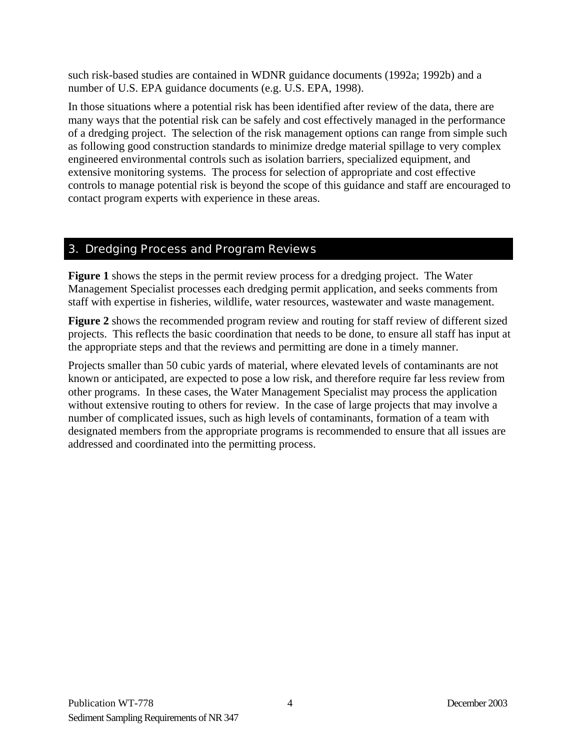such risk-based studies are contained in WDNR guidance documents (1992a; 1992b) and a number of U.S. EPA guidance documents (e.g. U.S. EPA, 1998).

In those situations where a potential risk has been identified after review of the data, there are many ways that the potential risk can be safely and cost effectively managed in the performance of a dredging project. The selection of the risk management options can range from simple such as following good construction standards to minimize dredge material spillage to very complex engineered environmental controls such as isolation barriers, specialized equipment, and extensive monitoring systems. The process for selection of appropriate and cost effective controls to manage potential risk is beyond the scope of this guidance and staff are encouraged to contact program experts with experience in these areas.

## 3. Dredging Process and Program Reviews

**Figure 1** shows the steps in the permit review process for a dredging project. The Water Management Specialist processes each dredging permit application, and seeks comments from staff with expertise in fisheries, wildlife, water resources, wastewater and waste management.

**Figure 2** shows the recommended program review and routing for staff review of different sized projects. This reflects the basic coordination that needs to be done, to ensure all staff has input at the appropriate steps and that the reviews and permitting are done in a timely manner.

Projects smaller than 50 cubic yards of material, where elevated levels of contaminants are not known or anticipated, are expected to pose a low risk, and therefore require far less review from other programs. In these cases, the Water Management Specialist may process the application without extensive routing to others for review. In the case of large projects that may involve a number of complicated issues, such as high levels of contaminants, formation of a team with designated members from the appropriate programs is recommended to ensure that all issues are addressed and coordinated into the permitting process.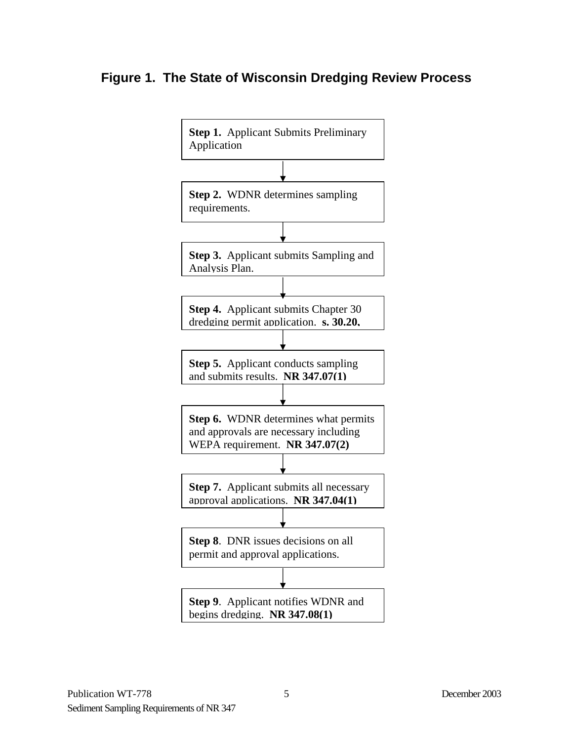## Figure 1. The State of Wisconsin Dredging Review Process

**Step 1.** Applicant Submits Preliminary Application

↓

**Step 2.** WDNR determines sampling requirements.

↓

**Step 3.** Applicant submits Sampling and Analysis Plan.

↓

**Step 4.** Applicant submits Chapter 30 dredging permit application. **s. 30.20,**

↓

**Step 5.** Applicant conducts sampling and submits results. **NR 347.07(1)**

↓

**Step 6.** WDNR determines what permits and approvals are necessary including WEPA requirement. **NR 347.07(2)**

↓

**Step 7.** Applicant submits all necessary approval applications. **NR 347.04(1)**

↓

**Step 8**. DNR issues decisions on all permit and approval applications.

↓

**Step 9**. Applicant notifies WDNR and begins dredging. **NR 347.08(1)**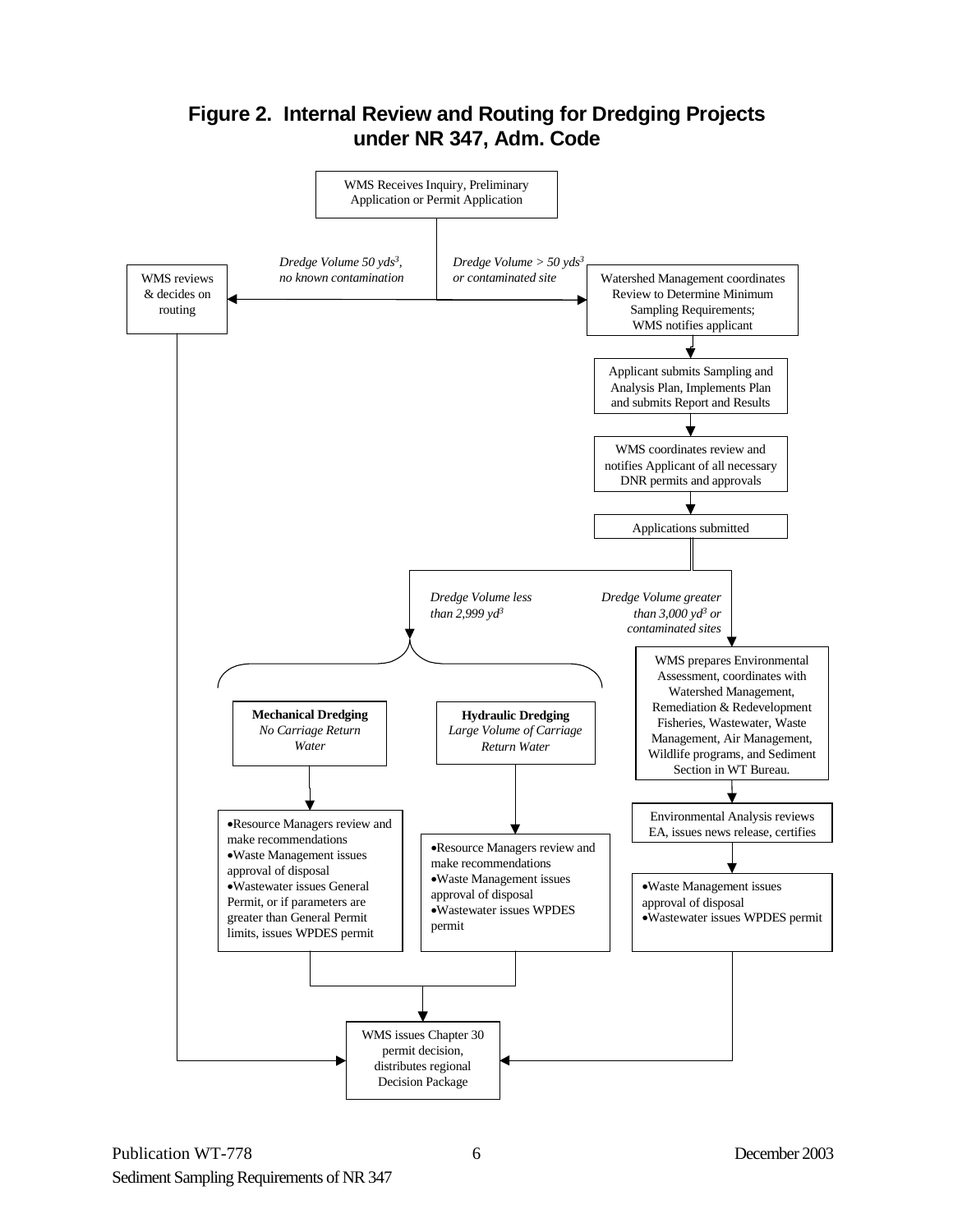## Figure 2. Internal Review and Routing for Dredging Projects under NR 347, Adm. Code

WMS Receives Inquiry, Preliminary Application or Permit Application

*Dredge Volume 50 yds$^3$, no known contamination*

WMS reviews & decides on routing

*Dredge Volume > 50 yds$^3$ or contaminated site*

Watershed Management coordinates Review to Determine Minimum Sampling Requirements; WMS notifies applicant

Applicant submits Sampling and Analysis Plan, Implements Plan and submits Report and Results

WMS coordinates review and notifies Applicant of all necessary DNR permits and approvals

Applications submitted

*Dredge Volume less than 2,999 yd$^3$*

**Mechanical Dredging**
*No Carriage Return Water*

- Resource Managers review and make recommendations
- Waste Management issues approval of disposal
- Wastewater issues General Permit, or if parameters are greater than General Permit limits, issues WPDES permit

**Hydraulic Dredging**
*Large Volume of Carriage Return Water*

- Resource Managers review and make recommendations
- Waste Management issues approval of disposal
- Wastewater issues WPDES permit

*Dredge Volume greater than 3,000 yd$^3$ or contaminated sites*

WMS prepares Environmental Assessment, coordinates with Watershed Management, Remediation & Redevelopment Fisheries, Wastewater, Waste Management, Air Management, Wildlife programs, and Sediment Section in WT Bureau.

Environmental Analysis reviews EA, issues news release, certifies

- Waste Management issues approval of disposal
- Wastewater issues WPDES permit

WMS issues Chapter 30 permit decision, distributes regional Decision Package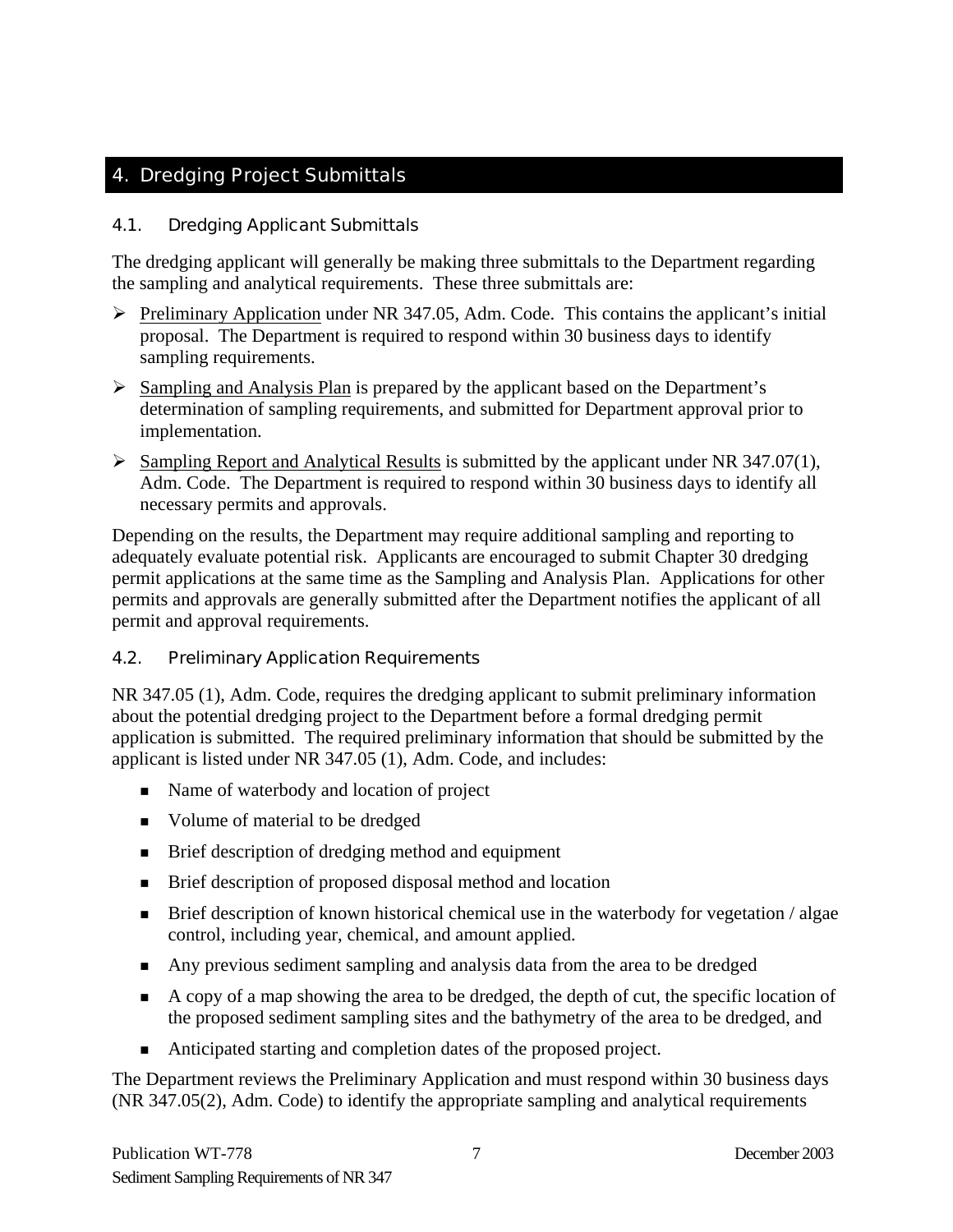# 4. Dredging Project Submittals

## 4.1. Dredging Applicant Submittals

The dredging applicant will generally be making three submittals to the Department regarding the sampling and analytical requirements. These three submittals are:

- Preliminary Application under NR 347.05, Adm. Code. This contains the applicant's initial proposal. The Department is required to respond within 30 business days to identify sampling requirements.
- Sampling and Analysis Plan is prepared by the applicant based on the Department's determination of sampling requirements, and submitted for Department approval prior to implementation.
- Sampling Report and Analytical Results is submitted by the applicant under NR 347.07(1), Adm. Code. The Department is required to respond within 30 business days to identify all necessary permits and approvals.

Depending on the results, the Department may require additional sampling and reporting to adequately evaluate potential risk. Applicants are encouraged to submit Chapter 30 dredging permit applications at the same time as the Sampling and Analysis Plan. Applications for other permits and approvals are generally submitted after the Department notifies the applicant of all permit and approval requirements.

## 4.2. Preliminary Application Requirements

NR 347.05 (1), Adm. Code, requires the dredging applicant to submit preliminary information about the potential dredging project to the Department before a formal dredging permit application is submitted. The required preliminary information that should be submitted by the applicant is listed under NR 347.05 (1), Adm. Code, and includes:

- Name of waterbody and location of project
- Volume of material to be dredged
- Brief description of dredging method and equipment
- Brief description of proposed disposal method and location
- Brief description of known historical chemical use in the waterbody for vegetation / algae control, including year, chemical, and amount applied.
- Any previous sediment sampling and analysis data from the area to be dredged
- A copy of a map showing the area to be dredged, the depth of cut, the specific location of the proposed sediment sampling sites and the bathymetry of the area to be dredged, and
- Anticipated starting and completion dates of the proposed project.

The Department reviews the Preliminary Application and must respond within 30 business days (NR 347.05(2), Adm. Code) to identify the appropriate sampling and analytical requirements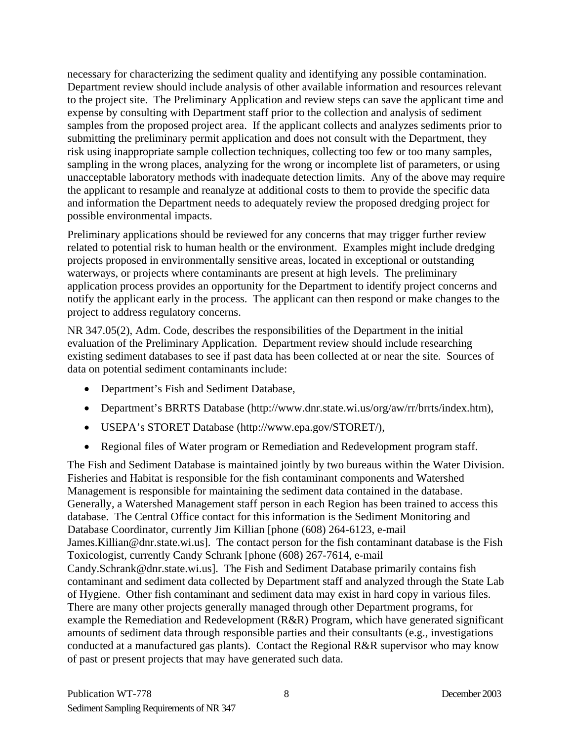necessary for characterizing the sediment quality and identifying any possible contamination. Department review should include analysis of other available information and resources relevant to the project site. The Preliminary Application and review steps can save the applicant time and expense by consulting with Department staff prior to the collection and analysis of sediment samples from the proposed project area. If the applicant collects and analyzes sediments prior to submitting the preliminary permit application and does not consult with the Department, they risk using inappropriate sample collection techniques, collecting too few or too many samples, sampling in the wrong places, analyzing for the wrong or incomplete list of parameters, or using unacceptable laboratory methods with inadequate detection limits. Any of the above may require the applicant to resample and reanalyze at additional costs to them to provide the specific data and information the Department needs to adequately review the proposed dredging project for possible environmental impacts.

Preliminary applications should be reviewed for any concerns that may trigger further review related to potential risk to human health or the environment. Examples might include dredging projects proposed in environmentally sensitive areas, located in exceptional or outstanding waterways, or projects where contaminants are present at high levels. The preliminary application process provides an opportunity for the Department to identify project concerns and notify the applicant early in the process. The applicant can then respond or make changes to the project to address regulatory concerns.

NR 347.05(2), Adm. Code, describes the responsibilities of the Department in the initial evaluation of the Preliminary Application. Department review should include researching existing sediment databases to see if past data has been collected at or near the site. Sources of data on potential sediment contaminants include:

- Department's Fish and Sediment Database,
- Department's BRRTS Database (http://www.dnr.state.wi.us/org/aw/rr/brrts/index.htm),
- USEPA's STORET Database (http://www.epa.gov/STORET/),
- Regional files of Water program or Remediation and Redevelopment program staff.

The Fish and Sediment Database is maintained jointly by two bureaus within the Water Division. Fisheries and Habitat is responsible for the fish contaminant components and Watershed Management is responsible for maintaining the sediment data contained in the database. Generally, a Watershed Management staff person in each Region has been trained to access this database. The Central Office contact for this information is the Sediment Monitoring and Database Coordinator, currently Jim Killian [phone (608) 264-6123, e-mail James.Killian@dnr.state.wi.us]. The contact person for the fish contaminant database is the Fish Toxicologist, currently Candy Schrank [phone (608) 267-7614, e-mail Candy.Schrank@dnr.state.wi.us]. The Fish and Sediment Database primarily contains fish contaminant and sediment data collected by Department staff and analyzed through the State Lab of Hygiene. Other fish contaminant and sediment data may exist in hard copy in various files. There are many other projects generally managed through other Department programs, for example the Remediation and Redevelopment (R&R) Program, which have generated significant amounts of sediment data through responsible parties and their consultants (e.g., investigations conducted at a manufactured gas plants). Contact the Regional R&R supervisor who may know of past or present projects that may have generated such data.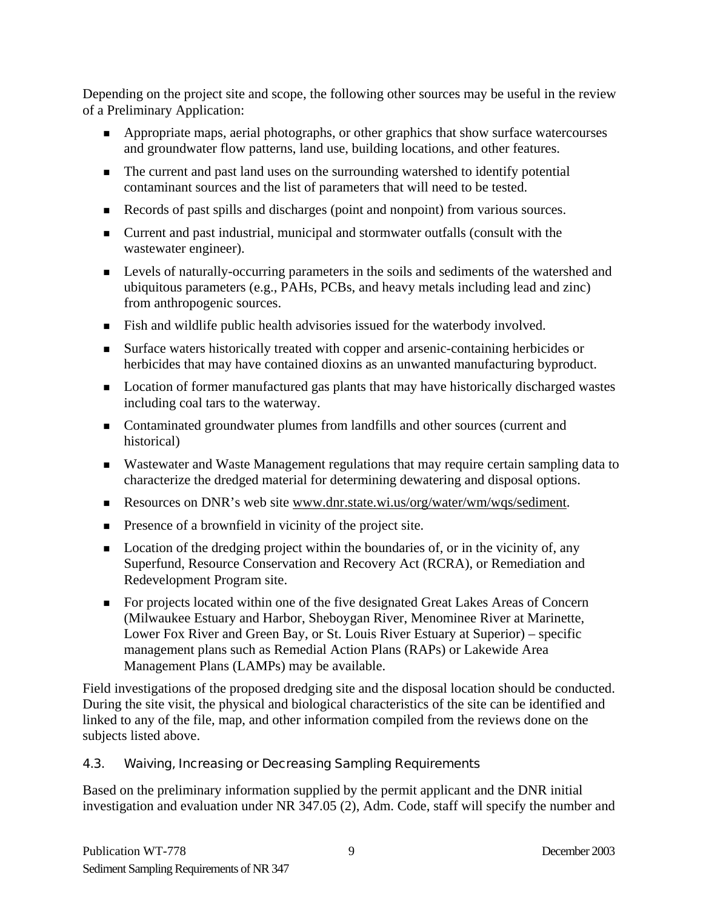Depending on the project site and scope, the following other sources may be useful in the review of a Preliminary Application:

- Appropriate maps, aerial photographs, or other graphics that show surface watercourses and groundwater flow patterns, land use, building locations, and other features.
- The current and past land uses on the surrounding watershed to identify potential contaminant sources and the list of parameters that will need to be tested.
- Records of past spills and discharges (point and nonpoint) from various sources.
- Current and past industrial, municipal and stormwater outfalls (consult with the wastewater engineer).
- Levels of naturally-occurring parameters in the soils and sediments of the watershed and ubiquitous parameters (e.g., PAHs, PCBs, and heavy metals including lead and zinc) from anthropogenic sources.
- Fish and wildlife public health advisories issued for the waterbody involved.
- Surface waters historically treated with copper and arsenic-containing herbicides or herbicides that may have contained dioxins as an unwanted manufacturing byproduct.
- Location of former manufactured gas plants that may have historically discharged wastes including coal tars to the waterway.
- Contaminated groundwater plumes from landfills and other sources (current and historical)
- Wastewater and Waste Management regulations that may require certain sampling data to characterize the dredged material for determining dewatering and disposal options.
- Resources on DNR's web site www.dnr.state.wi.us/org/water/wm/wqs/sediment.
- Presence of a brownfield in vicinity of the project site.
- Location of the dredging project within the boundaries of, or in the vicinity of, any Superfund, Resource Conservation and Recovery Act (RCRA), or Remediation and Redevelopment Program site.
- For projects located within one of the five designated Great Lakes Areas of Concern (Milwaukee Estuary and Harbor, Sheboygan River, Menominee River at Marinette, Lower Fox River and Green Bay, or St. Louis River Estuary at Superior) – specific management plans such as Remedial Action Plans (RAPs) or Lakewide Area Management Plans (LAMPs) may be available.

Field investigations of the proposed dredging site and the disposal location should be conducted. During the site visit, the physical and biological characteristics of the site can be identified and linked to any of the file, map, and other information compiled from the reviews done on the subjects listed above.

### 4.3. Waiving, Increasing or Decreasing Sampling Requirements

Based on the preliminary information supplied by the permit applicant and the DNR initial investigation and evaluation under NR 347.05 (2), Adm. Code, staff will specify the number and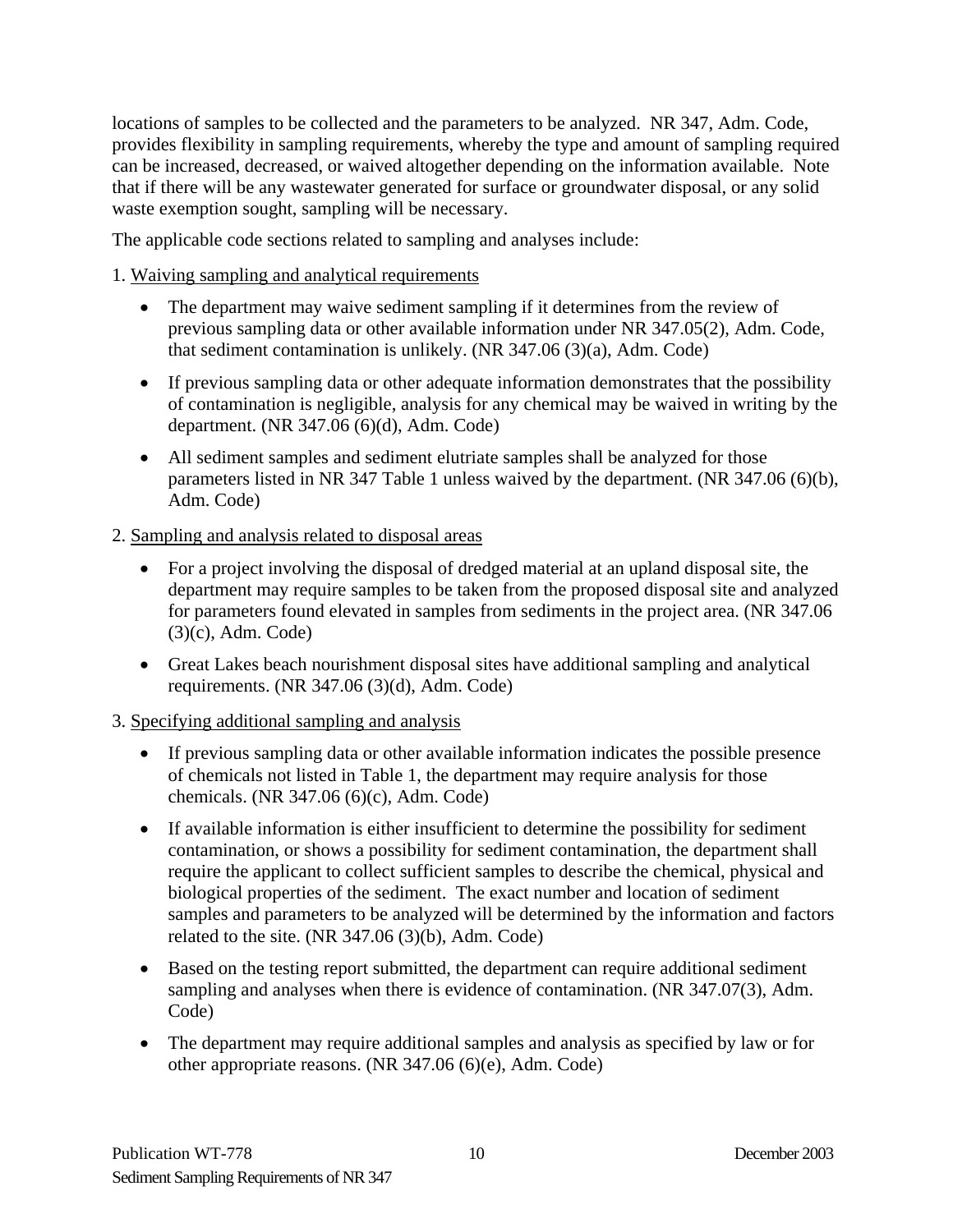locations of samples to be collected and the parameters to be analyzed. NR 347, Adm. Code, provides flexibility in sampling requirements, whereby the type and amount of sampling required can be increased, decreased, or waived altogether depending on the information available. Note that if there will be any wastewater generated for surface or groundwater disposal, or any solid waste exemption sought, sampling will be necessary.

The applicable code sections related to sampling and analyses include:

1. Waiving sampling and analytical requirements

   - The department may waive sediment sampling if it determines from the review of previous sampling data or other available information under NR 347.05(2), Adm. Code, that sediment contamination is unlikely. (NR 347.06 (3)(a), Adm. Code)
   - If previous sampling data or other adequate information demonstrates that the possibility of contamination is negligible, analysis for any chemical may be waived in writing by the department. (NR 347.06 (6)(d), Adm. Code)
   - All sediment samples and sediment elutriate samples shall be analyzed for those parameters listed in NR 347 Table 1 unless waived by the department. (NR 347.06 (6)(b), Adm. Code)

2. Sampling and analysis related to disposal areas

   - For a project involving the disposal of dredged material at an upland disposal site, the department may require samples to be taken from the proposed disposal site and analyzed for parameters found elevated in samples from sediments in the project area. (NR 347.06 (3)(c), Adm. Code)
   - Great Lakes beach nourishment disposal sites have additional sampling and analytical requirements. (NR 347.06 (3)(d), Adm. Code)

3. Specifying additional sampling and analysis

   - If previous sampling data or other available information indicates the possible presence of chemicals not listed in Table 1, the department may require analysis for those chemicals. (NR 347.06 (6)(c), Adm. Code)
   - If available information is either insufficient to determine the possibility for sediment contamination, or shows a possibility for sediment contamination, the department shall require the applicant to collect sufficient samples to describe the chemical, physical and biological properties of the sediment. The exact number and location of sediment samples and parameters to be analyzed will be determined by the information and factors related to the site. (NR 347.06 (3)(b), Adm. Code)
   - Based on the testing report submitted, the department can require additional sediment sampling and analyses when there is evidence of contamination. (NR 347.07(3), Adm. Code)
   - The department may require additional samples and analysis as specified by law or for other appropriate reasons. (NR 347.06 (6)(e), Adm. Code)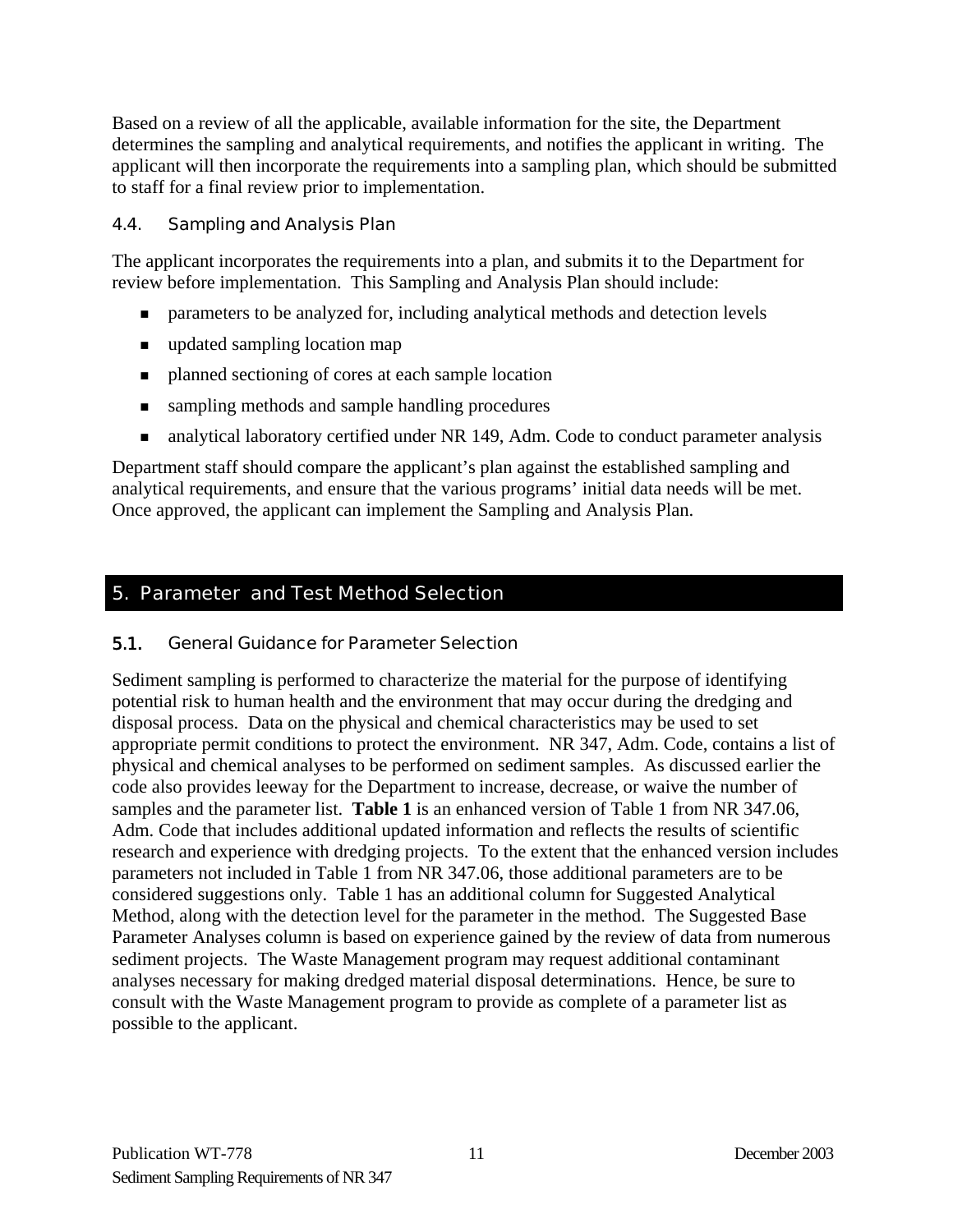Based on a review of all the applicable, available information for the site, the Department determines the sampling and analytical requirements, and notifies the applicant in writing. The applicant will then incorporate the requirements into a sampling plan, which should be submitted to staff for a final review prior to implementation.

### 4.4. Sampling and Analysis Plan

The applicant incorporates the requirements into a plan, and submits it to the Department for review before implementation. This Sampling and Analysis Plan should include:

- parameters to be analyzed for, including analytical methods and detection levels
- updated sampling location map
- planned sectioning of cores at each sample location
- sampling methods and sample handling procedures
- analytical laboratory certified under NR 149, Adm. Code to conduct parameter analysis

Department staff should compare the applicant's plan against the established sampling and analytical requirements, and ensure that the various programs' initial data needs will be met. Once approved, the applicant can implement the Sampling and Analysis Plan.

## 5. Parameter and Test Method Selection

### 5.1. General Guidance for Parameter Selection

Sediment sampling is performed to characterize the material for the purpose of identifying potential risk to human health and the environment that may occur during the dredging and disposal process. Data on the physical and chemical characteristics may be used to set appropriate permit conditions to protect the environment. NR 347, Adm. Code, contains a list of physical and chemical analyses to be performed on sediment samples. As discussed earlier the code also provides leeway for the Department to increase, decrease, or waive the number of samples and the parameter list. **Table 1** is an enhanced version of Table 1 from NR 347.06, Adm. Code that includes additional updated information and reflects the results of scientific research and experience with dredging projects. To the extent that the enhanced version includes parameters not included in Table 1 from NR 347.06, those additional parameters are to be considered suggestions only. Table 1 has an additional column for Suggested Analytical Method, along with the detection level for the parameter in the method. The Suggested Base Parameter Analyses column is based on experience gained by the review of data from numerous sediment projects. The Waste Management program may request additional contaminant analyses necessary for making dredged material disposal determinations. Hence, be sure to consult with the Waste Management program to provide as complete of a parameter list as possible to the applicant.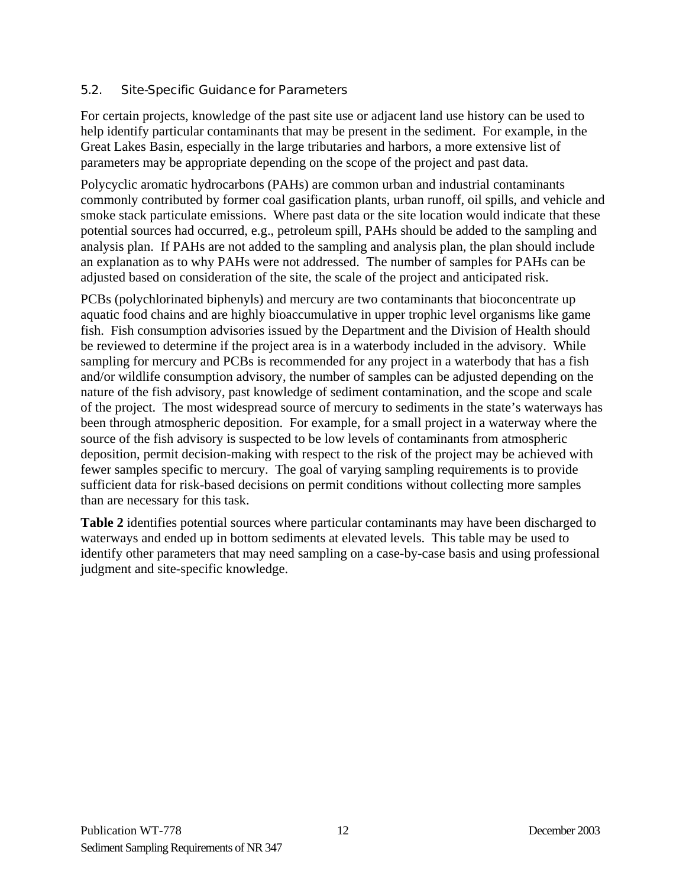### 5.2. Site-Specific Guidance for Parameters

For certain projects, knowledge of the past site use or adjacent land use history can be used to help identify particular contaminants that may be present in the sediment. For example, in the Great Lakes Basin, especially in the large tributaries and harbors, a more extensive list of parameters may be appropriate depending on the scope of the project and past data.

Polycyclic aromatic hydrocarbons (PAHs) are common urban and industrial contaminants commonly contributed by former coal gasification plants, urban runoff, oil spills, and vehicle and smoke stack particulate emissions. Where past data or the site location would indicate that these potential sources had occurred, e.g., petroleum spill, PAHs should be added to the sampling and analysis plan. If PAHs are not added to the sampling and analysis plan, the plan should include an explanation as to why PAHs were not addressed. The number of samples for PAHs can be adjusted based on consideration of the site, the scale of the project and anticipated risk.

PCBs (polychlorinated biphenyls) and mercury are two contaminants that bioconcentrate up aquatic food chains and are highly bioaccumulative in upper trophic level organisms like game fish. Fish consumption advisories issued by the Department and the Division of Health should be reviewed to determine if the project area is in a waterbody included in the advisory. While sampling for mercury and PCBs is recommended for any project in a waterbody that has a fish and/or wildlife consumption advisory, the number of samples can be adjusted depending on the nature of the fish advisory, past knowledge of sediment contamination, and the scope and scale of the project. The most widespread source of mercury to sediments in the state's waterways has been through atmospheric deposition. For example, for a small project in a waterway where the source of the fish advisory is suspected to be low levels of contaminants from atmospheric deposition, permit decision-making with respect to the risk of the project may be achieved with fewer samples specific to mercury. The goal of varying sampling requirements is to provide sufficient data for risk-based decisions on permit conditions without collecting more samples than are necessary for this task.

**Table 2** identifies potential sources where particular contaminants may have been discharged to waterways and ended up in bottom sediments at elevated levels. This table may be used to identify other parameters that may need sampling on a case-by-case basis and using professional judgment and site-specific knowledge.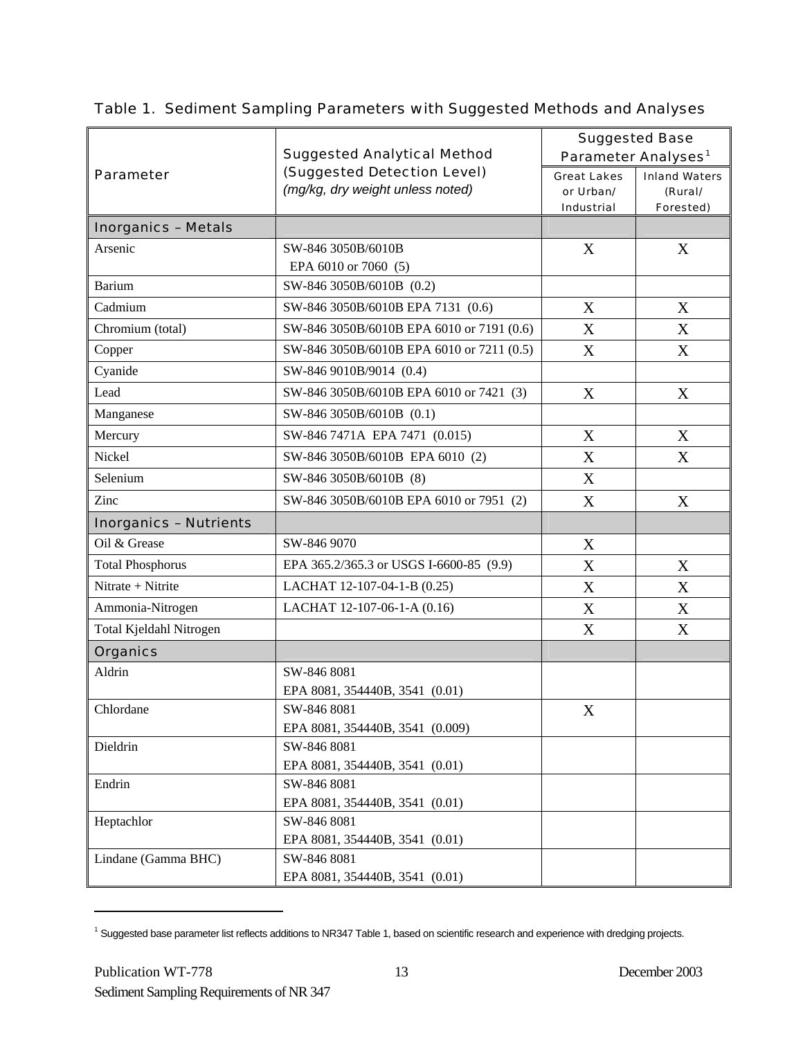Table 1. Sediment Sampling Parameters with Suggested Methods and Analyses

| Parameter | Suggested Analytical Method (Suggested Detection Level) *(mg/kg, dry weight unless noted)* | Suggested Base Parameter Analyses[1] | |
|---|---|---|---|
| | | Great Lakes or Urban/ Industrial | Inland Waters (Rural/ Forested) |
| **Inorganics – Metals** | | | |
| Arsenic | SW-846 3050B/6010B EPA 6010 or 7060 (5) | X | X |
| Barium | SW-846 3050B/6010B (0.2) | | |
| Cadmium | SW-846 3050B/6010B EPA 7131 (0.6) | X | X |
| Chromium (total) | SW-846 3050B/6010B EPA 6010 or 7191 (0.6) | X | X |
| Copper | SW-846 3050B/6010B EPA 6010 or 7211 (0.5) | X | X |
| Cyanide | SW-846 9010B/9014 (0.4) | | |
| Lead | SW-846 3050B/6010B EPA 6010 or 7421 (3) | X | X |
| Manganese | SW-846 3050B/6010B (0.1) | | |
| Mercury | SW-846 7471A EPA 7471 (0.015) | X | X |
| Nickel | SW-846 3050B/6010B EPA 6010 (2) | X | X |
| Selenium | SW-846 3050B/6010B (8) | X | |
| Zinc | SW-846 3050B/6010B EPA 6010 or 7951 (2) | X | X |
| **Inorganics – Nutrients** | | | |
| Oil & Grease | SW-846 9070 | X | |
| Total Phosphorus | EPA 365.2/365.3 or USGS I-6600-85 (9.9) | X | X |
| Nitrate + Nitrite | LACHAT 12-107-04-1-B (0.25) | X | X |
| Ammonia-Nitrogen | LACHAT 12-107-06-1-A (0.16) | X | X |
| Total Kjeldahl Nitrogen | | X | X |
| **Organics** | | | |
| Aldrin | SW-846 8081 EPA 8081, 354440B, 3541 (0.01) | | |
| Chlordane | SW-846 8081 EPA 8081, 354440B, 3541 (0.009) | X | |
| Dieldrin | SW-846 8081 EPA 8081, 354440B, 3541 (0.01) | | |
| Endrin | SW-846 8081 EPA 8081, 354440B, 3541 (0.01) | | |
| Heptachlor | SW-846 8081 EPA 8081, 354440B, 3541 (0.01) | | |
| Lindane (Gamma BHC) | SW-846 8081 EPA 8081, 354440B, 3541 (0.01) | | |

[1] Suggested base parameter list reflects additions to NR347 Table 1, based on scientific research and experience with dredging projects.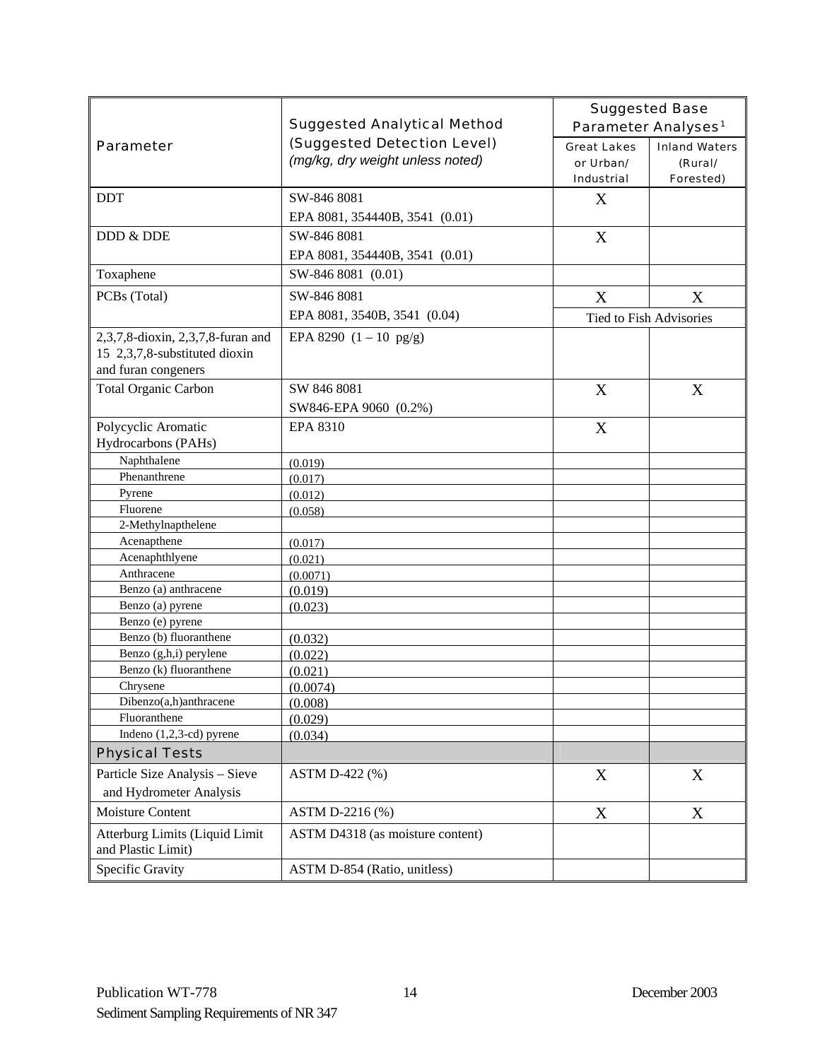| Parameter | Suggested Analytical Method (Suggested Detection Level) *(mg/kg, dry weight unless noted)* | Suggested Base Parameter Analyses[1] | |
|---|---|---|---|
| | | Great Lakes or Urban/ Industrial | Inland Waters (Rural/ Forested) |
| DDT | SW-846 8081<br>EPA 8081, 354440B, 3541 (0.01) | X | |
| DDD & DDE | SW-846 8081<br>EPA 8081, 354440B, 3541 (0.01) | X | |
| Toxaphene | SW-846 8081 (0.01) | | |
| PCBs (Total) | SW-846 8081<br>EPA 8081, 3540B, 3541 (0.04) | X<br>Tied to Fish Advisories | X |
| 2,3,7,8-dioxin, 2,3,7,8-furan and 15 2,3,7,8-substituted dioxin and furan congeners | EPA 8290 (1 – 10 pg/g) | | |
| Total Organic Carbon | SW 846 8081<br>SW846-EPA 9060 (0.2%) | X | X |
| Polycyclic Aromatic Hydrocarbons (PAHs) | EPA 8310 | X | |
| Naphthalene | (0.019) | | |
| Phenanthrene | (0.017) | | |
| Pyrene | (0.012) | | |
| Fluorene | (0.058) | | |
| 2-Methylnapthelene | | | |
| Acenapthene | (0.017) | | |
| Acenaphthlyene | (0.021) | | |
| Anthracene | (0.0071) | | |
| Benzo (a) anthracene | (0.019) | | |
| Benzo (a) pyrene | (0.023) | | |
| Benzo (e) pyrene | | | |
| Benzo (b) fluoranthene | (0.032) | | |
| Benzo (g,h,i) perylene | (0.022) | | |
| Benzo (k) fluoranthene | (0.021) | | |
| Chrysene | (0.0074) | | |
| Dibenzo(a,h)anthracene | (0.008) | | |
| Fluoranthene | (0.029) | | |
| Indeno (1,2,3-cd) pyrene | (0.034) | | |
| **Physical Tests** | | | |
| Particle Size Analysis – Sieve and Hydrometer Analysis | ASTM D-422 (%) | X | X |
| Moisture Content | ASTM D-2216 (%) | X | X |
| Atterburg Limits (Liquid Limit and Plastic Limit) | ASTM D4318 (as moisture content) | | |
| Specific Gravity | ASTM D-854 (Ratio, unitless) | | |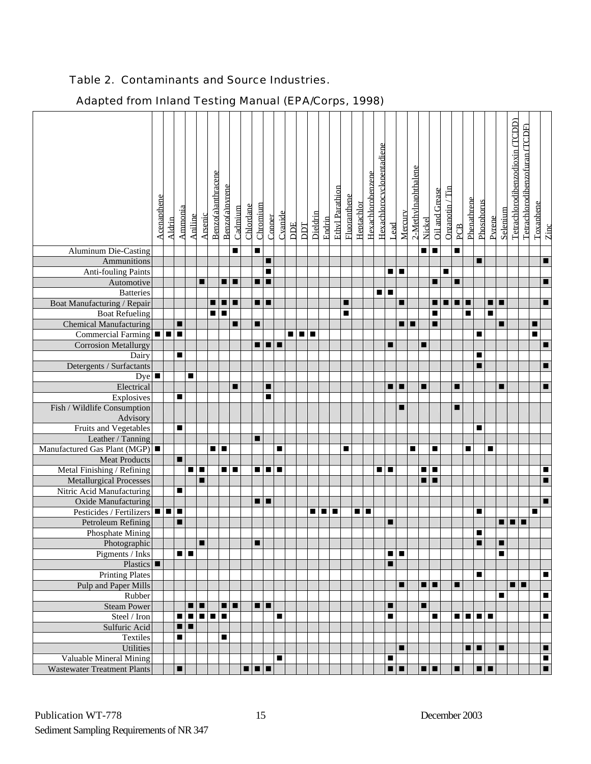## Table 2. Contaminants and Source Industries.

### Adapted from Inland Testing Manual (EPA/Corps, 1998)

| | Acenapthene | Aldrin | Ammonia | Aniline | Arsenic | Benzo(a)anthracene | Benzo(a)pyrene | Cadmium | Chlordane | Chromium | Copper | Cyanide | DDE | DDT | Dieldrin | Endrin | Ethyl Parathion | Fluoranthene | Heptachlor | Hexachlorobenzene | Hexachlorocyclopentadiene | Lead | Mercury | 2-Methylnaphthalene | Nickel | Oil and Grease | Organotin / Tin | PCB | Phenathrene | Phosphorus | Pyrene | Selenium | Tetrachlorodibenzodioxin (TCDD) | Tetrachlorodibenzofuran (TCDF) | Toxaphene | Zinc |
|---|---|---|---|---|---|---|---|---|---|---|---|---|---|---|---|---|---|---|---|---|---|---|---|---|---|---|---|---|---|---|---|---|---|---|---|---|
| Aluminum Die-Casting | | | | | | | | ■ | | ■ | | | | | | | | | | | | | | | ■ | ■ | | ■ | | | | | | | | |
| Ammunitions | | | | | | | | | | | ■ | | | | | | | | | | | | | | | | | | | ■ | | | | | | ■ |
| Anti-fouling Paints | | | | | | | | | | | ■ | | | | | | | | | | | ■ | ■ | | | | ■ | | | | | | | | | |
| Automotive | | | | | ■ | | ■ | ■ | | ■ | ■ | | | | | | | | | | | | | | | ■ | | ■ | | | | | | | | ■ |
| Batteries | | | | | | | | | | | | | | | | | | | | | ■ | ■ | | | | | | | | | | | | | | |
| Boat Manufacturing / Repair | | | | | | ■ | ■ | ■ | | ■ | ■ | | | | | | | ■ | | | | | ■ | | | ■ | ■ | ■ | ■ | | ■ | ■ | | | | ■ |
| Boat Refueling | | | | | | ■ | ■ | | | | | | | | | | | ■ | | | | | | | | ■ | | | ■ | | ■ | | | | | |
| Chemical Manufacturing | | | ■ | | | | | ■ | | ■ | | | | | | | | | | | | | ■ | ■ | | ■ | | | | | | ■ | | | ■ | |
| Commercial Farming | ■ | ■ | ■ | | | | | | | | | | ■ | ■ | ■ | | | | | | | | | | | | | | | ■ | | | | | ■ | |
| Corrosion Metallurgy | | | | | | | | | | ■ | ■ | ■ | | | | | | | | | | ■ | | | ■ | | | | | | | | | | | ■ |
| Dairy | | | ■ | | | | | | | | | | | | | | | | | | | | | | | | | | | ■ | | | | | | |
| Detergents / Surfactants | | | | | | | | | | | | | | | | | | | | | | | | | | | | | | ■ | | | | | | ■ |
| Dye | ■ | | | ■ | | | | | | | | | | | | | | | | | | | | | | | | | | | | | | | | |
| Electrical | | | | | | | | ■ | | | ■ | | | | | | | | | | | ■ | ■ | | ■ | | | ■ | | | | ■ | | | | ■ |
| Explosives | | | ■ | | | | | | | | ■ | | | | | | | | | | | | | | | | | | | | | | | | | |
| Fish / Wildlife Consumption Advisory | | | | | | | | | | | | | | | | | | | | | | | ■ | | | | | ■ | | | | | | | | |
| Fruits and Vegetables | | | ■ | | | | | | | | | | | | | | | | | | | | | | | | | | | ■ | | | | | | |
| Leather / Tanning | | | | | | | | | | ■ | | | | | | | | | | | | | | | | | | | | | | | | | | |
| Manufactured Gas Plant (MGP) | ■ | | | | | ■ | ■ | | | | | ■ | | | | | | ■ | | | | | | ■ | | ■ | | | ■ | | ■ | | | | | |
| Meat Products | | | ■ | | | | | | | | | | | | | | | | | | | | | | | | | | | | | | | | | |
| Metal Finishing / Refining | | | | ■ | ■ | | ■ | ■ | | ■ | ■ | ■ | | | | | | | | | ■ | ■ | | | ■ | ■ | | | | | | | | | | ■ |
| Metallurgical Processes | | | | | ■ | | | | | | | | | | | | | | | | | | | | ■ | ■ | | | | | | | | | | ■ |
| Nitric Acid Manufacturing | | | ■ | | | | | | | | | | | | | | | | | | | | | | | | | | | | | | | | | |
| Oxide Manufacturing | | | | | | | | | | ■ | ■ | | | | | | | | | | | | | | | | | | | | | | | | | ■ |
| Pesticides / Fertilizers | ■ | ■ | ■ | | | | | | | | | | | | ■ | ■ | ■ | | ■ | ■ | | | | | | | | | | ■ | | | | | ■ | |
| Petroleum Refining | | | ■ | | | | | | | | | | | | | | | | | | | ■ | | | | | | | | | | ■ | ■ | ■ | | |
| Phosphate Mining | | | | | | | | | | | | | | | | | | | | | | | | | | | | | | ■ | | | | | | |
| Photographic | | | | | ■ | | | | | ■ | | | | | | | | | | | | | | | | | | | | ■ | | ■ | | | | |
| Pigments / Inks | | | ■ | ■ | | | | | | | | | | | | | | | | | | ■ | ■ | | | | | | | | | ■ | | | | |
| Plastics | ■ | | | | | | | | | | | | | | | | | | | | | ■ | | | | | | | | | | | | | | |
| Printing Plates | | | | | | | | | | | | | | | | | | | | | | | | | | | | | | ■ | | | | | | ■ |
| Pulp and Paper Mills | | | | | | | | | | | | | | | | | | | | | | | ■ | | ■ | ■ | | ■ | | | | | ■ | ■ | | |
| Rubber | | | | | | | | | | | | | | | | | | | | | | | | | | | | | | | | ■ | | | | ■ |
| Steam Power | | | | ■ | ■ | | ■ | ■ | | ■ | ■ | | | | | | | | | | | ■ | | | ■ | | | | | | | | | | | |
| Steel / Iron | | | ■ | ■ | ■ | ■ | ■ | | | | | ■ | | | | | | | | | | ■ | | | | ■ | | ■ | ■ | ■ | ■ | | | | | ■ |
| Sulfuric Acid | | | ■ | ■ | | | | | | | | | | | | | | | | | | | | | | | | | | | | | | | | |
| Textiles | | | ■ | | | | ■ | | | | | | | | | | | | | | | | | | | | | | | | | | | | | |
| Utilities | | | | | | | | | | | | | | | | | | | | | | | ■ | | | | | | ■ | ■ | | ■ | | | | ■ |
| Valuable Mineral Mining | | | | | | | | | | | | ■ | | | | | | | | | | ■ | | | | | | | | | | | | | | ■ |
| Wastewater Treatment Plants | | | ■ | | | | | | ■ | ■ | ■ | | | | | | | | | | | ■ | ■ | | ■ | ■ | | ■ | | ■ | ■ | | | | | ■ |

Publication WT-778
Sediment Sampling Requirements of NR 347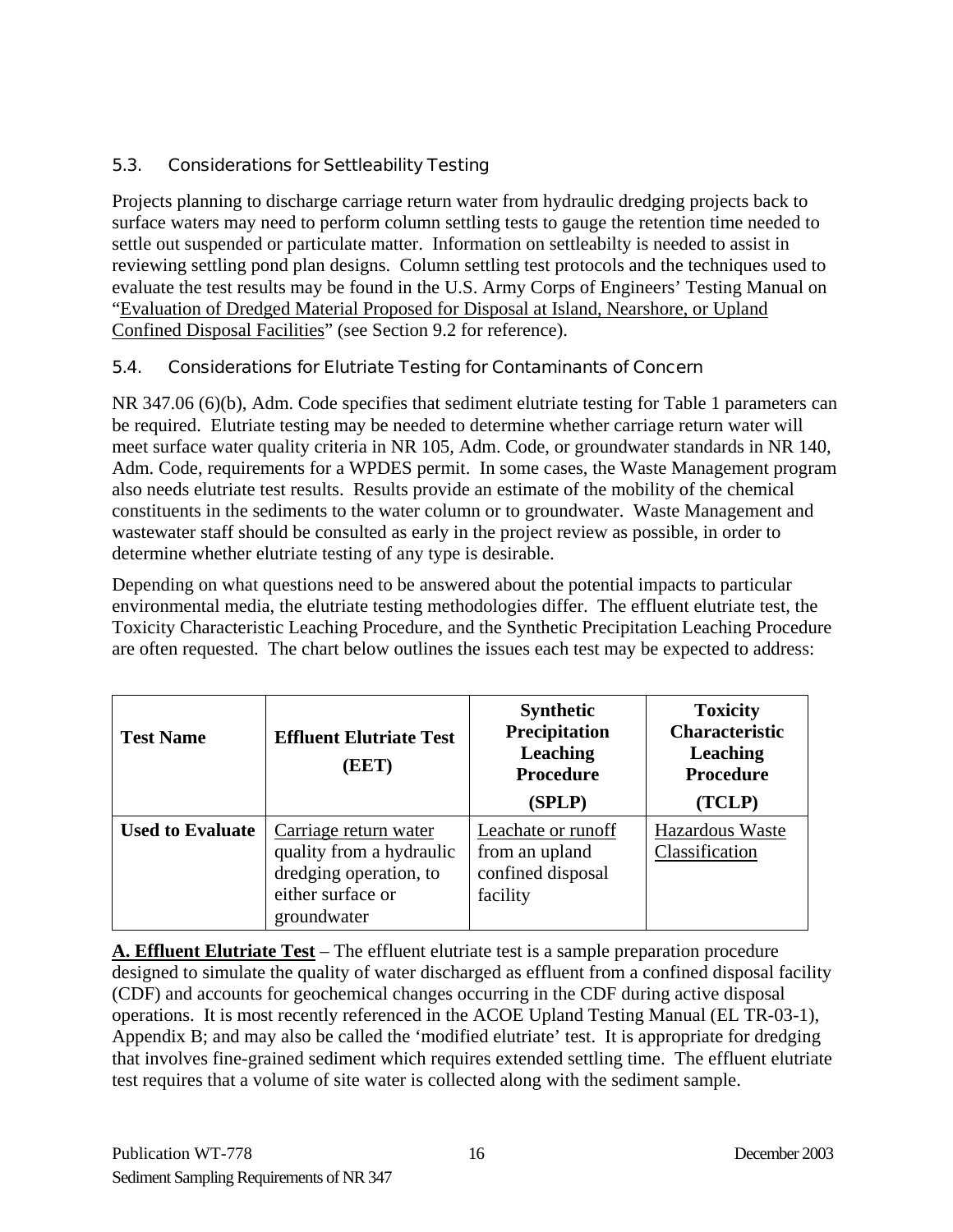### 5.3. Considerations for Settleability Testing

Projects planning to discharge carriage return water from hydraulic dredging projects back to surface waters may need to perform column settling tests to gauge the retention time needed to settle out suspended or particulate matter. Information on settleabilty is needed to assist in reviewing settling pond plan designs. Column settling test protocols and the techniques used to evaluate the test results may be found in the U.S. Army Corps of Engineers' Testing Manual on "Evaluation of Dredged Material Proposed for Disposal at Island, Nearshore, or Upland Confined Disposal Facilities" (see Section 9.2 for reference).

### 5.4. Considerations for Elutriate Testing for Contaminants of Concern

NR 347.06 (6)(b), Adm. Code specifies that sediment elutriate testing for Table 1 parameters can be required. Elutriate testing may be needed to determine whether carriage return water will meet surface water quality criteria in NR 105, Adm. Code, or groundwater standards in NR 140, Adm. Code, requirements for a WPDES permit. In some cases, the Waste Management program also needs elutriate test results. Results provide an estimate of the mobility of the chemical constituents in the sediments to the water column or to groundwater. Waste Management and wastewater staff should be consulted as early in the project review as possible, in order to determine whether elutriate testing of any type is desirable.

Depending on what questions need to be answered about the potential impacts to particular environmental media, the elutriate testing methodologies differ. The effluent elutriate test, the Toxicity Characteristic Leaching Procedure, and the Synthetic Precipitation Leaching Procedure are often requested. The chart below outlines the issues each test may be expected to address:

| **Test Name** | **Effluent Elutriate Test (EET)** | **Synthetic Precipitation Leaching Procedure (SPLP)** | **Toxicity Characteristic Leaching Procedure (TCLP)** |
|---|---|---|---|
| **Used to Evaluate** | Carriage return water quality from a hydraulic dredging operation, to either surface or groundwater | Leachate or runoff from an upland confined disposal facility | Hazardous Waste Classification |

**A. Effluent Elutriate Test** – The effluent elutriate test is a sample preparation procedure designed to simulate the quality of water discharged as effluent from a confined disposal facility (CDF) and accounts for geochemical changes occurring in the CDF during active disposal operations. It is most recently referenced in the ACOE Upland Testing Manual (EL TR-03-1), Appendix B; and may also be called the 'modified elutriate' test. It is appropriate for dredging that involves fine-grained sediment which requires extended settling time. The effluent elutriate test requires that a volume of site water is collected along with the sediment sample.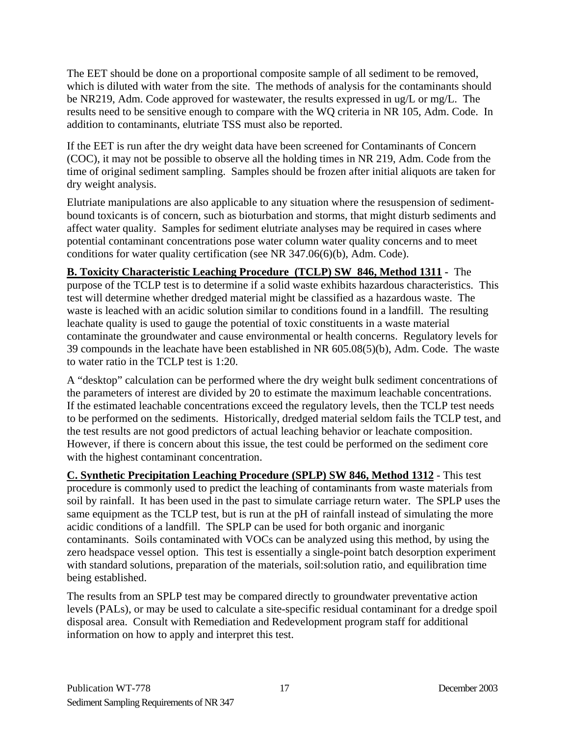The EET should be done on a proportional composite sample of all sediment to be removed, which is diluted with water from the site. The methods of analysis for the contaminants should be NR219, Adm. Code approved for wastewater, the results expressed in ug/L or mg/L. The results need to be sensitive enough to compare with the WQ criteria in NR 105, Adm. Code. In addition to contaminants, elutriate TSS must also be reported.

If the EET is run after the dry weight data have been screened for Contaminants of Concern (COC), it may not be possible to observe all the holding times in NR 219, Adm. Code from the time of original sediment sampling. Samples should be frozen after initial aliquots are taken for dry weight analysis.

Elutriate manipulations are also applicable to any situation where the resuspension of sediment-bound toxicants is of concern, such as bioturbation and storms, that might disturb sediments and affect water quality. Samples for sediment elutriate analyses may be required in cases where potential contaminant concentrations pose water column water quality concerns and to meet conditions for water quality certification (see NR 347.06(6)(b), Adm. Code).

**B. Toxicity Characteristic Leaching Procedure (TCLP) SW 846, Method 1311** - The purpose of the TCLP test is to determine if a solid waste exhibits hazardous characteristics. This test will determine whether dredged material might be classified as a hazardous waste. The waste is leached with an acidic solution similar to conditions found in a landfill. The resulting leachate quality is used to gauge the potential of toxic constituents in a waste material contaminate the groundwater and cause environmental or health concerns. Regulatory levels for 39 compounds in the leachate have been established in NR 605.08(5)(b), Adm. Code. The waste to water ratio in the TCLP test is 1:20.

A "desktop" calculation can be performed where the dry weight bulk sediment concentrations of the parameters of interest are divided by 20 to estimate the maximum leachable concentrations. If the estimated leachable concentrations exceed the regulatory levels, then the TCLP test needs to be performed on the sediments. Historically, dredged material seldom fails the TCLP test, and the test results are not good predictors of actual leaching behavior or leachate composition. However, if there is concern about this issue, the test could be performed on the sediment core with the highest contaminant concentration.

**C. Synthetic Precipitation Leaching Procedure (SPLP) SW 846, Method 1312** - This test procedure is commonly used to predict the leaching of contaminants from waste materials from soil by rainfall. It has been used in the past to simulate carriage return water. The SPLP uses the same equipment as the TCLP test, but is run at the pH of rainfall instead of simulating the more acidic conditions of a landfill. The SPLP can be used for both organic and inorganic contaminants. Soils contaminated with VOCs can be analyzed using this method, by using the zero headspace vessel option. This test is essentially a single-point batch desorption experiment with standard solutions, preparation of the materials, soil:solution ratio, and equilibration time being established.

The results from an SPLP test may be compared directly to groundwater preventative action levels (PALs), or may be used to calculate a site-specific residual contaminant for a dredge spoil disposal area. Consult with Remediation and Redevelopment program staff for additional information on how to apply and interpret this test.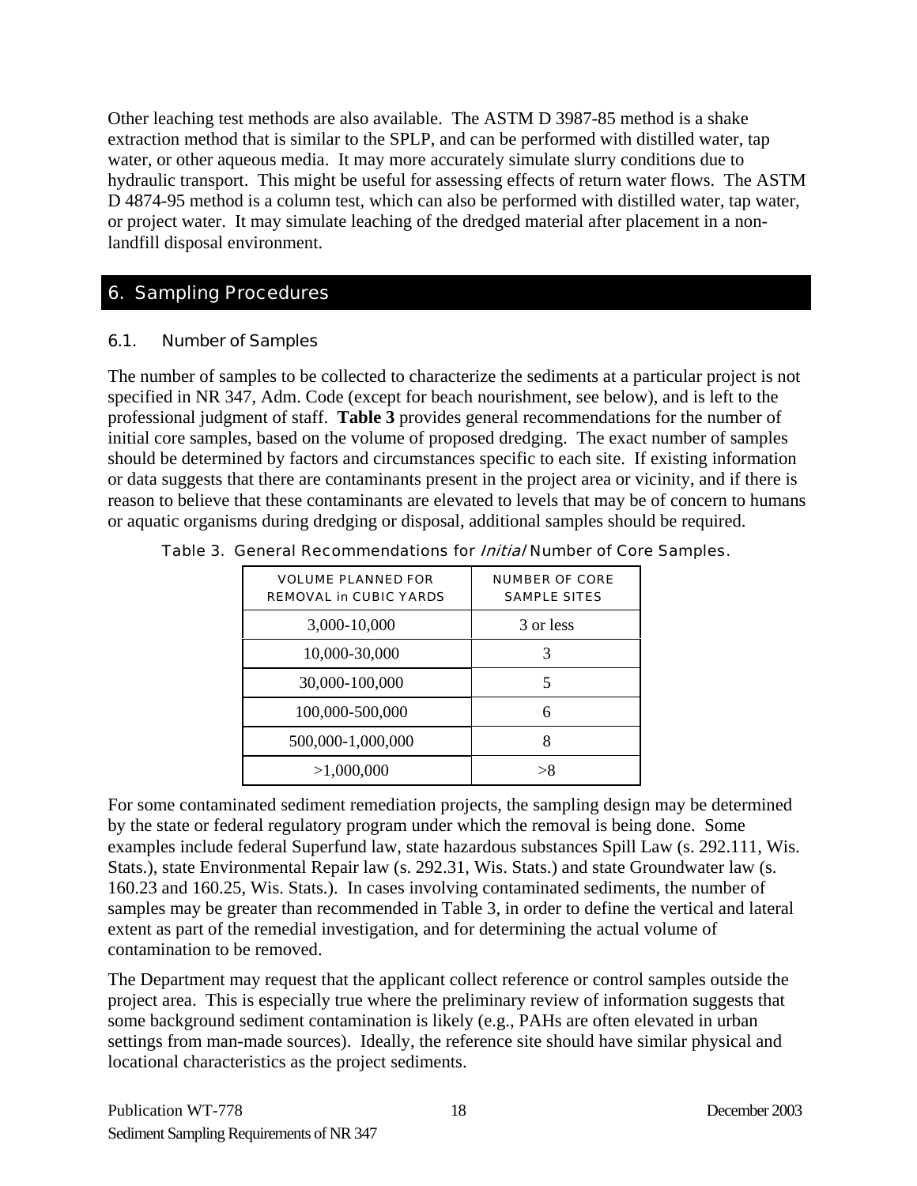Other leaching test methods are also available. The ASTM D 3987-85 method is a shake extraction method that is similar to the SPLP, and can be performed with distilled water, tap water, or other aqueous media. It may more accurately simulate slurry conditions due to hydraulic transport. This might be useful for assessing effects of return water flows. The ASTM D 4874-95 method is a column test, which can also be performed with distilled water, tap water, or project water. It may simulate leaching of the dredged material after placement in a non-landfill disposal environment.

## 6. Sampling Procedures

### 6.1. Number of Samples

The number of samples to be collected to characterize the sediments at a particular project is not specified in NR 347, Adm. Code (except for beach nourishment, see below), and is left to the professional judgment of staff. **Table 3** provides general recommendations for the number of initial core samples, based on the volume of proposed dredging. The exact number of samples should be determined by factors and circumstances specific to each site. If existing information or data suggests that there are contaminants present in the project area or vicinity, and if there is reason to believe that these contaminants are elevated to levels that may be of concern to humans or aquatic organisms during dredging or disposal, additional samples should be required.

Table 3. General Recommendations for *Initial* Number of Core Samples.

| VOLUME PLANNED FOR REMOVAL in CUBIC YARDS | NUMBER OF CORE SAMPLE SITES |
|---|---|
| 3,000-10,000 | 3 or less |
| 10,000-30,000 | 3 |
| 30,000-100,000 | 5 |
| 100,000-500,000 | 6 |
| 500,000-1,000,000 | 8 |
| >1,000,000 | >8 |

For some contaminated sediment remediation projects, the sampling design may be determined by the state or federal regulatory program under which the removal is being done. Some examples include federal Superfund law, state hazardous substances Spill Law (s. 292.111, Wis. Stats.), state Environmental Repair law (s. 292.31, Wis. Stats.) and state Groundwater law (s. 160.23 and 160.25, Wis. Stats.). In cases involving contaminated sediments, the number of samples may be greater than recommended in Table 3, in order to define the vertical and lateral extent as part of the remedial investigation, and for determining the actual volume of contamination to be removed.

The Department may request that the applicant collect reference or control samples outside the project area. This is especially true where the preliminary review of information suggests that some background sediment contamination is likely (e.g., PAHs are often elevated in urban settings from man-made sources). Ideally, the reference site should have similar physical and locational characteristics as the project sediments.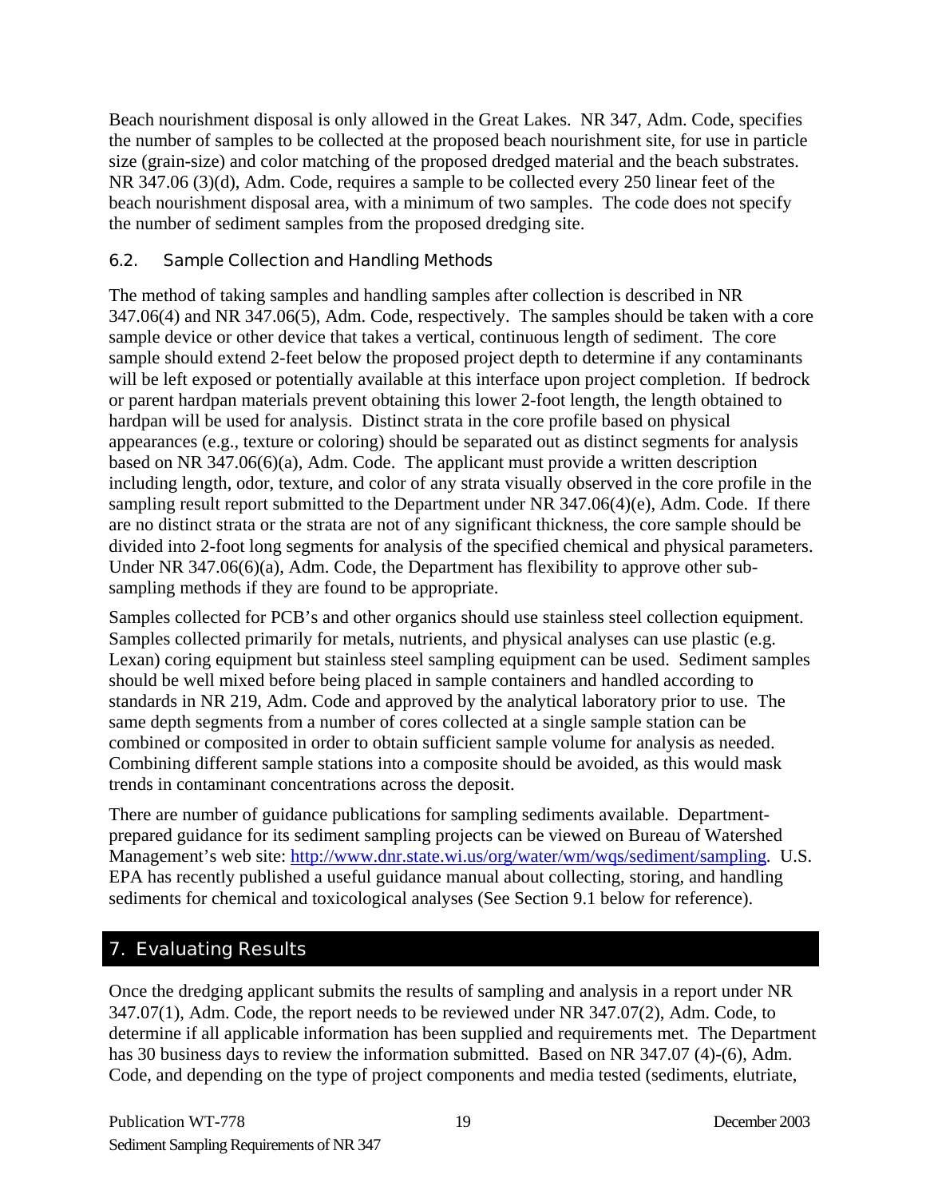Beach nourishment disposal is only allowed in the Great Lakes. NR 347, Adm. Code, specifies the number of samples to be collected at the proposed beach nourishment site, for use in particle size (grain-size) and color matching of the proposed dredged material and the beach substrates. NR 347.06 (3)(d), Adm. Code, requires a sample to be collected every 250 linear feet of the beach nourishment disposal area, with a minimum of two samples. The code does not specify the number of sediment samples from the proposed dredging site.

### 6.2. Sample Collection and Handling Methods

The method of taking samples and handling samples after collection is described in NR 347.06(4) and NR 347.06(5), Adm. Code, respectively. The samples should be taken with a core sample device or other device that takes a vertical, continuous length of sediment. The core sample should extend 2-feet below the proposed project depth to determine if any contaminants will be left exposed or potentially available at this interface upon project completion. If bedrock or parent hardpan materials prevent obtaining this lower 2-foot length, the length obtained to hardpan will be used for analysis. Distinct strata in the core profile based on physical appearances (e.g., texture or coloring) should be separated out as distinct segments for analysis based on NR 347.06(6)(a), Adm. Code. The applicant must provide a written description including length, odor, texture, and color of any strata visually observed in the core profile in the sampling result report submitted to the Department under NR 347.06(4)(e), Adm. Code. If there are no distinct strata or the strata are not of any significant thickness, the core sample should be divided into 2-foot long segments for analysis of the specified chemical and physical parameters. Under NR 347.06(6)(a), Adm. Code, the Department has flexibility to approve other sub-sampling methods if they are found to be appropriate.

Samples collected for PCB's and other organics should use stainless steel collection equipment. Samples collected primarily for metals, nutrients, and physical analyses can use plastic (e.g. Lexan) coring equipment but stainless steel sampling equipment can be used. Sediment samples should be well mixed before being placed in sample containers and handled according to standards in NR 219, Adm. Code and approved by the analytical laboratory prior to use. The same depth segments from a number of cores collected at a single sample station can be combined or composited in order to obtain sufficient sample volume for analysis as needed. Combining different sample stations into a composite should be avoided, as this would mask trends in contaminant concentrations across the deposit.

There are number of guidance publications for sampling sediments available. Department-prepared guidance for its sediment sampling projects can be viewed on Bureau of Watershed Management's web site: http://www.dnr.state.wi.us/org/water/wm/wqs/sediment/sampling. U.S. EPA has recently published a useful guidance manual about collecting, storing, and handling sediments for chemical and toxicological analyses (See Section 9.1 below for reference).

## 7. Evaluating Results

Once the dredging applicant submits the results of sampling and analysis in a report under NR 347.07(1), Adm. Code, the report needs to be reviewed under NR 347.07(2), Adm. Code, to determine if all applicable information has been supplied and requirements met. The Department has 30 business days to review the information submitted. Based on NR 347.07 (4)-(6), Adm. Code, and depending on the type of project components and media tested (sediments, elutriate,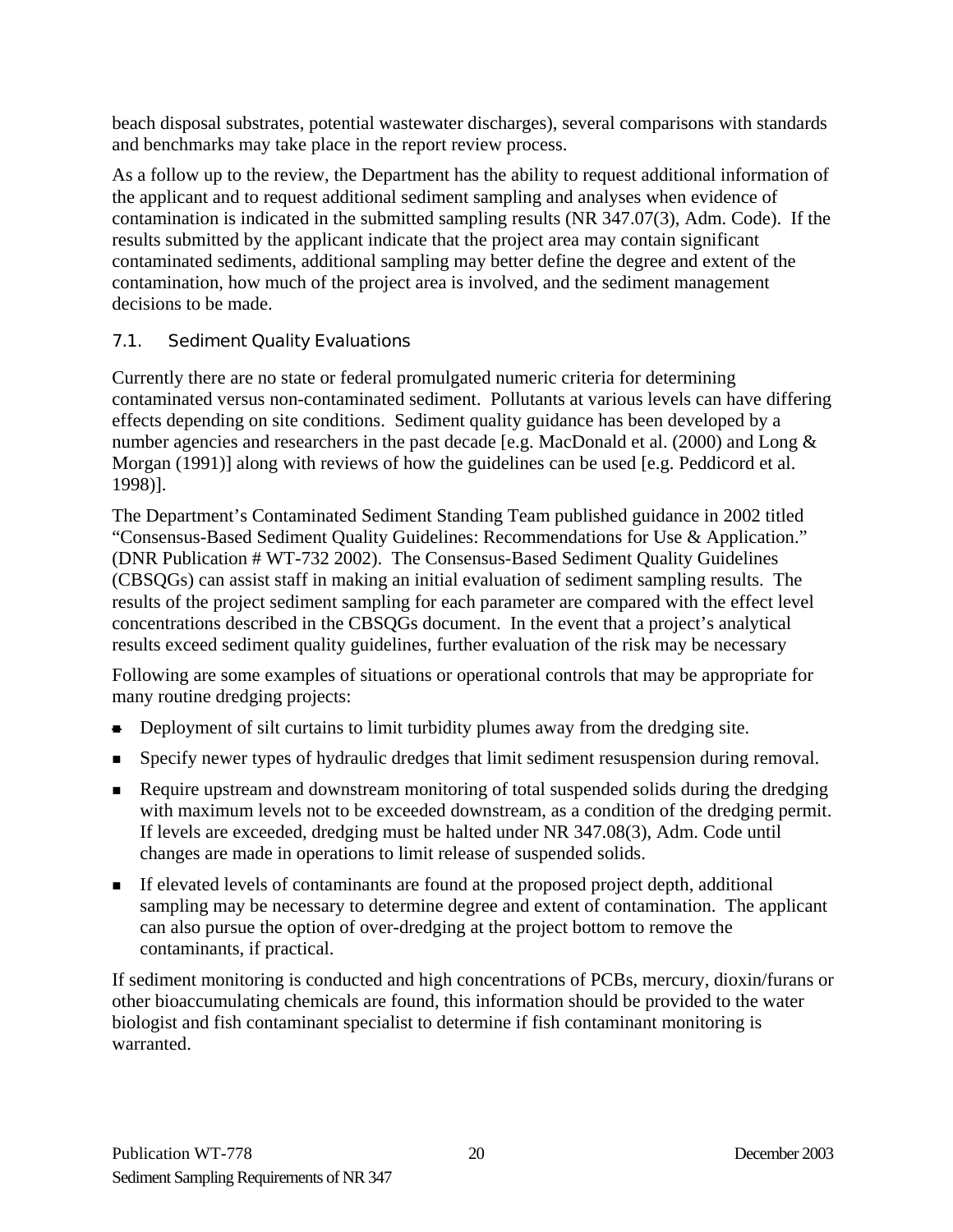beach disposal substrates, potential wastewater discharges), several comparisons with standards and benchmarks may take place in the report review process.

As a follow up to the review, the Department has the ability to request additional information of the applicant and to request additional sediment sampling and analyses when evidence of contamination is indicated in the submitted sampling results (NR 347.07(3), Adm. Code). If the results submitted by the applicant indicate that the project area may contain significant contaminated sediments, additional sampling may better define the degree and extent of the contamination, how much of the project area is involved, and the sediment management decisions to be made.

### 7.1. Sediment Quality Evaluations

Currently there are no state or federal promulgated numeric criteria for determining contaminated versus non-contaminated sediment. Pollutants at various levels can have differing effects depending on site conditions. Sediment quality guidance has been developed by a number agencies and researchers in the past decade [e.g. MacDonald et al. (2000) and Long & Morgan (1991)] along with reviews of how the guidelines can be used [e.g. Peddicord et al. 1998)].

The Department's Contaminated Sediment Standing Team published guidance in 2002 titled "Consensus-Based Sediment Quality Guidelines: Recommendations for Use & Application." (DNR Publication # WT-732 2002). The Consensus-Based Sediment Quality Guidelines (CBSQGs) can assist staff in making an initial evaluation of sediment sampling results. The results of the project sediment sampling for each parameter are compared with the effect level concentrations described in the CBSQGs document. In the event that a project's analytical results exceed sediment quality guidelines, further evaluation of the risk may be necessary

Following are some examples of situations or operational controls that may be appropriate for many routine dredging projects:

- Deployment of silt curtains to limit turbidity plumes away from the dredging site.
- Specify newer types of hydraulic dredges that limit sediment resuspension during removal.
- Require upstream and downstream monitoring of total suspended solids during the dredging with maximum levels not to be exceeded downstream, as a condition of the dredging permit. If levels are exceeded, dredging must be halted under NR 347.08(3), Adm. Code until changes are made in operations to limit release of suspended solids.
- If elevated levels of contaminants are found at the proposed project depth, additional sampling may be necessary to determine degree and extent of contamination. The applicant can also pursue the option of over-dredging at the project bottom to remove the contaminants, if practical.

If sediment monitoring is conducted and high concentrations of PCBs, mercury, dioxin/furans or other bioaccumulating chemicals are found, this information should be provided to the water biologist and fish contaminant specialist to determine if fish contaminant monitoring is warranted.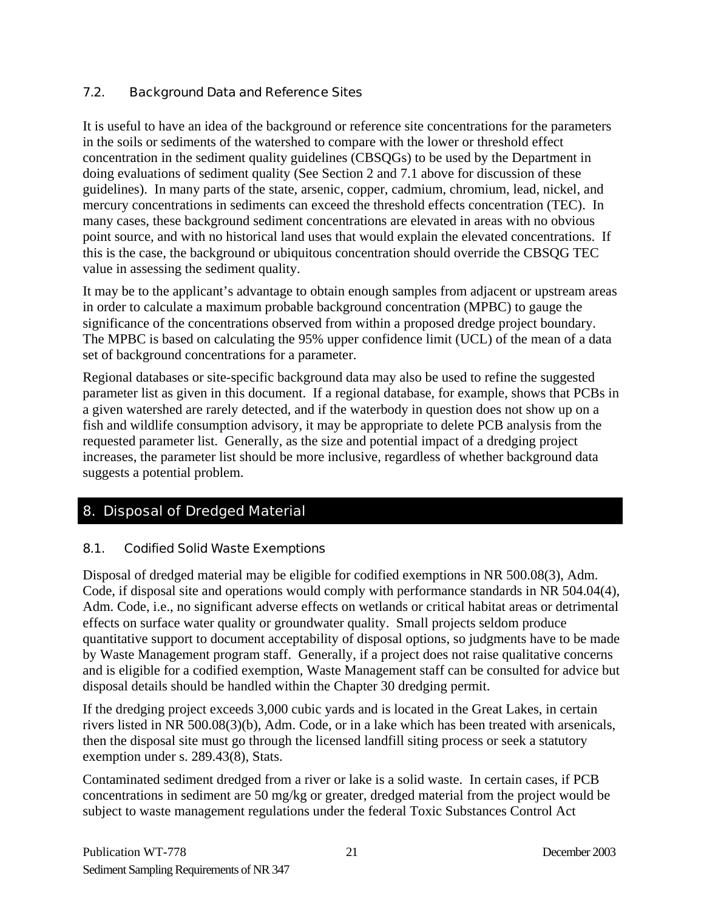### 7.2. Background Data and Reference Sites

It is useful to have an idea of the background or reference site concentrations for the parameters in the soils or sediments of the watershed to compare with the lower or threshold effect concentration in the sediment quality guidelines (CBSQGs) to be used by the Department in doing evaluations of sediment quality (See Section 2 and 7.1 above for discussion of these guidelines). In many parts of the state, arsenic, copper, cadmium, chromium, lead, nickel, and mercury concentrations in sediments can exceed the threshold effects concentration (TEC). In many cases, these background sediment concentrations are elevated in areas with no obvious point source, and with no historical land uses that would explain the elevated concentrations. If this is the case, the background or ubiquitous concentration should override the CBSQG TEC value in assessing the sediment quality.

It may be to the applicant's advantage to obtain enough samples from adjacent or upstream areas in order to calculate a maximum probable background concentration (MPBC) to gauge the significance of the concentrations observed from within a proposed dredge project boundary. The MPBC is based on calculating the 95% upper confidence limit (UCL) of the mean of a data set of background concentrations for a parameter.

Regional databases or site-specific background data may also be used to refine the suggested parameter list as given in this document. If a regional database, for example, shows that PCBs in a given watershed are rarely detected, and if the waterbody in question does not show up on a fish and wildlife consumption advisory, it may be appropriate to delete PCB analysis from the requested parameter list. Generally, as the size and potential impact of a dredging project increases, the parameter list should be more inclusive, regardless of whether background data suggests a potential problem.

## 8. Disposal of Dredged Material

### 8.1. Codified Solid Waste Exemptions

Disposal of dredged material may be eligible for codified exemptions in NR 500.08(3), Adm. Code, if disposal site and operations would comply with performance standards in NR 504.04(4), Adm. Code, i.e., no significant adverse effects on wetlands or critical habitat areas or detrimental effects on surface water quality or groundwater quality. Small projects seldom produce quantitative support to document acceptability of disposal options, so judgments have to be made by Waste Management program staff. Generally, if a project does not raise qualitative concerns and is eligible for a codified exemption, Waste Management staff can be consulted for advice but disposal details should be handled within the Chapter 30 dredging permit.

If the dredging project exceeds 3,000 cubic yards and is located in the Great Lakes, in certain rivers listed in NR 500.08(3)(b), Adm. Code, or in a lake which has been treated with arsenicals, then the disposal site must go through the licensed landfill siting process or seek a statutory exemption under s. 289.43(8), Stats.

Contaminated sediment dredged from a river or lake is a solid waste. In certain cases, if PCB concentrations in sediment are 50 mg/kg or greater, dredged material from the project would be subject to waste management regulations under the federal Toxic Substances Control Act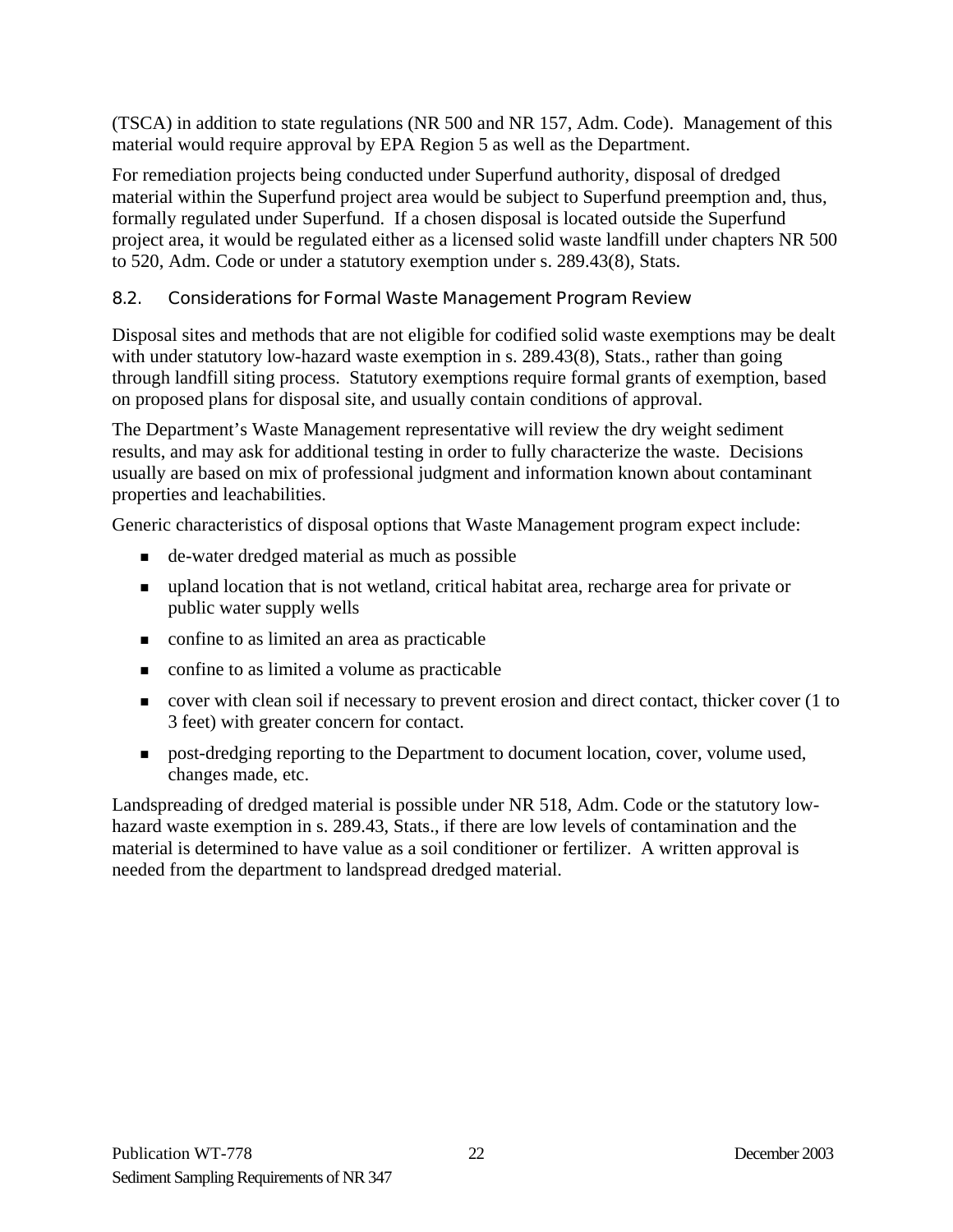(TSCA) in addition to state regulations (NR 500 and NR 157, Adm. Code). Management of this material would require approval by EPA Region 5 as well as the Department.

For remediation projects being conducted under Superfund authority, disposal of dredged material within the Superfund project area would be subject to Superfund preemption and, thus, formally regulated under Superfund. If a chosen disposal is located outside the Superfund project area, it would be regulated either as a licensed solid waste landfill under chapters NR 500 to 520, Adm. Code or under a statutory exemption under s. 289.43(8), Stats.

### 8.2. Considerations for Formal Waste Management Program Review

Disposal sites and methods that are not eligible for codified solid waste exemptions may be dealt with under statutory low-hazard waste exemption in s. 289.43(8), Stats., rather than going through landfill siting process. Statutory exemptions require formal grants of exemption, based on proposed plans for disposal site, and usually contain conditions of approval.

The Department's Waste Management representative will review the dry weight sediment results, and may ask for additional testing in order to fully characterize the waste. Decisions usually are based on mix of professional judgment and information known about contaminant properties and leachabilities.

Generic characteristics of disposal options that Waste Management program expect include:

- de-water dredged material as much as possible
- upland location that is not wetland, critical habitat area, recharge area for private or public water supply wells
- confine to as limited an area as practicable
- confine to as limited a volume as practicable
- cover with clean soil if necessary to prevent erosion and direct contact, thicker cover (1 to 3 feet) with greater concern for contact.
- post-dredging reporting to the Department to document location, cover, volume used, changes made, etc.

Landspreading of dredged material is possible under NR 518, Adm. Code or the statutory low-hazard waste exemption in s. 289.43, Stats., if there are low levels of contamination and the material is determined to have value as a soil conditioner or fertilizer. A written approval is needed from the department to landspread dredged material.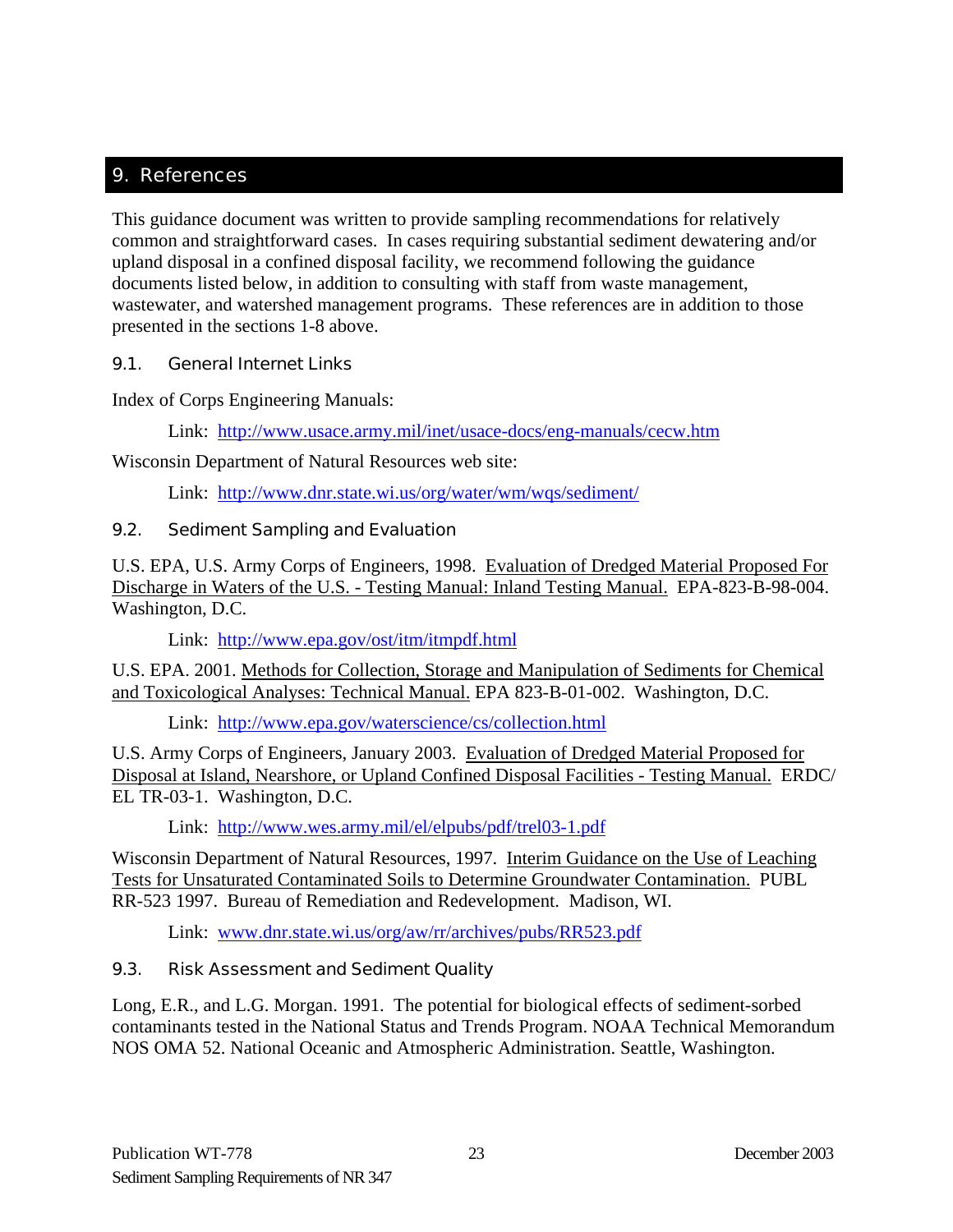## 9. References

This guidance document was written to provide sampling recommendations for relatively common and straightforward cases. In cases requiring substantial sediment dewatering and/or upland disposal in a confined disposal facility, we recommend following the guidance documents listed below, in addition to consulting with staff from waste management, wastewater, and watershed management programs. These references are in addition to those presented in the sections 1-8 above.

### 9.1. General Internet Links

Index of Corps Engineering Manuals:

Link: [http://www.usace.army.mil/inet/usace-docs/eng-manuals/cecw.htm](http://www.usace.army.mil/inet/usace-docs/eng-manuals/cecw.htm)

Wisconsin Department of Natural Resources web site:

Link: [http://www.dnr.state.wi.us/org/water/wm/wqs/sediment/](http://www.dnr.state.wi.us/org/water/wm/wqs/sediment/)

### 9.2. Sediment Sampling and Evaluation

U.S. EPA, U.S. Army Corps of Engineers, 1998. Evaluation of Dredged Material Proposed For Discharge in Waters of the U.S. - Testing Manual: Inland Testing Manual. EPA-823-B-98-004. Washington, D.C.

Link: [http://www.epa.gov/ost/itm/itmpdf.html](http://www.epa.gov/ost/itm/itmpdf.html)

U.S. EPA. 2001. Methods for Collection, Storage and Manipulation of Sediments for Chemical and Toxicological Analyses: Technical Manual. EPA 823-B-01-002. Washington, D.C.

Link: [http://www.epa.gov/waterscience/cs/collection.html](http://www.epa.gov/waterscience/cs/collection.html)

U.S. Army Corps of Engineers, January 2003. Evaluation of Dredged Material Proposed for Disposal at Island, Nearshore, or Upland Confined Disposal Facilities - Testing Manual. ERDC/EL TR-03-1. Washington, D.C.

Link: [http://www.wes.army.mil/el/elpubs/pdf/trel03-1.pdf](http://www.wes.army.mil/el/elpubs/pdf/trel03-1.pdf)

Wisconsin Department of Natural Resources, 1997. Interim Guidance on the Use of Leaching Tests for Unsaturated Contaminated Soils to Determine Groundwater Contamination. PUBL RR-523 1997. Bureau of Remediation and Redevelopment. Madison, WI.

Link: [www.dnr.state.wi.us/org/aw/rr/archives/pubs/RR523.pdf](www.dnr.state.wi.us/org/aw/rr/archives/pubs/RR523.pdf)

### 9.3. Risk Assessment and Sediment Quality

Long, E.R., and L.G. Morgan. 1991. The potential for biological effects of sediment-sorbed contaminants tested in the National Status and Trends Program. NOAA Technical Memorandum NOS OMA 52. National Oceanic and Atmospheric Administration. Seattle, Washington.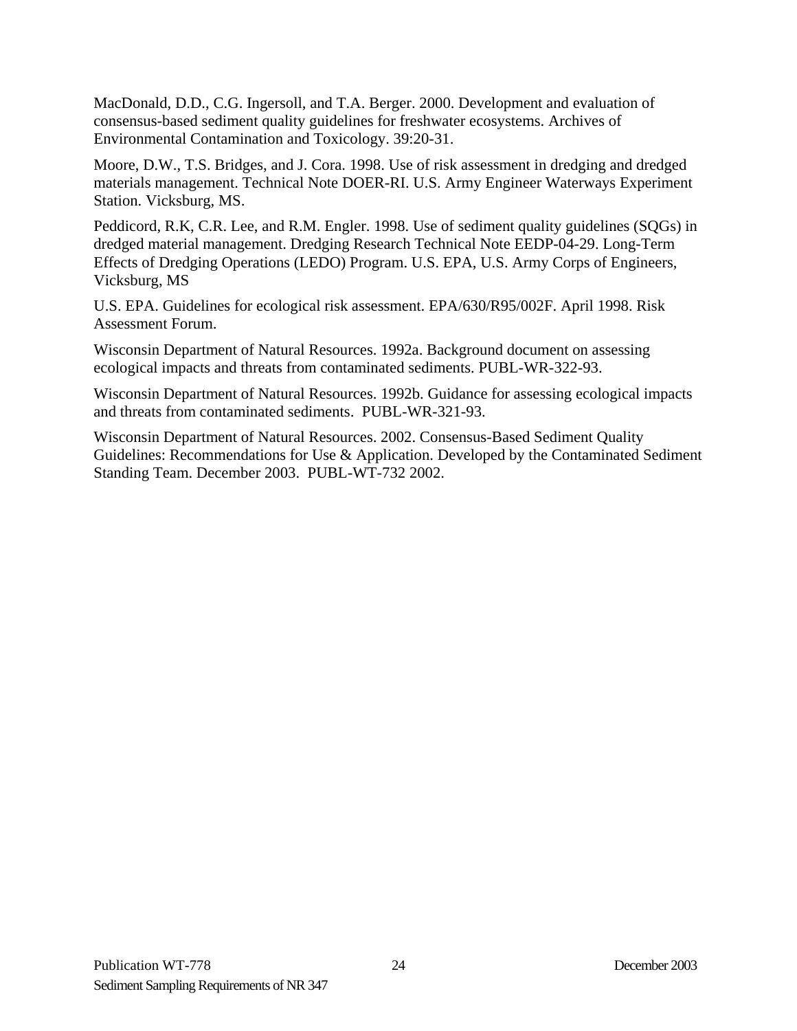MacDonald, D.D., C.G. Ingersoll, and T.A. Berger. 2000. Development and evaluation of consensus-based sediment quality guidelines for freshwater ecosystems. Archives of Environmental Contamination and Toxicology. 39:20-31.

Moore, D.W., T.S. Bridges, and J. Cora. 1998. Use of risk assessment in dredging and dredged materials management. Technical Note DOER-RI. U.S. Army Engineer Waterways Experiment Station. Vicksburg, MS.

Peddicord, R.K, C.R. Lee, and R.M. Engler. 1998. Use of sediment quality guidelines (SQGs) in dredged material management. Dredging Research Technical Note EEDP-04-29. Long-Term Effects of Dredging Operations (LEDO) Program. U.S. EPA, U.S. Army Corps of Engineers, Vicksburg, MS

U.S. EPA. Guidelines for ecological risk assessment. EPA/630/R95/002F. April 1998. Risk Assessment Forum.

Wisconsin Department of Natural Resources. 1992a. Background document on assessing ecological impacts and threats from contaminated sediments. PUBL-WR-322-93.

Wisconsin Department of Natural Resources. 1992b. Guidance for assessing ecological impacts and threats from contaminated sediments. PUBL-WR-321-93.

Wisconsin Department of Natural Resources. 2002. Consensus-Based Sediment Quality Guidelines: Recommendations for Use & Application. Developed by the Contaminated Sediment Standing Team. December 2003. PUBL-WT-732 2002.